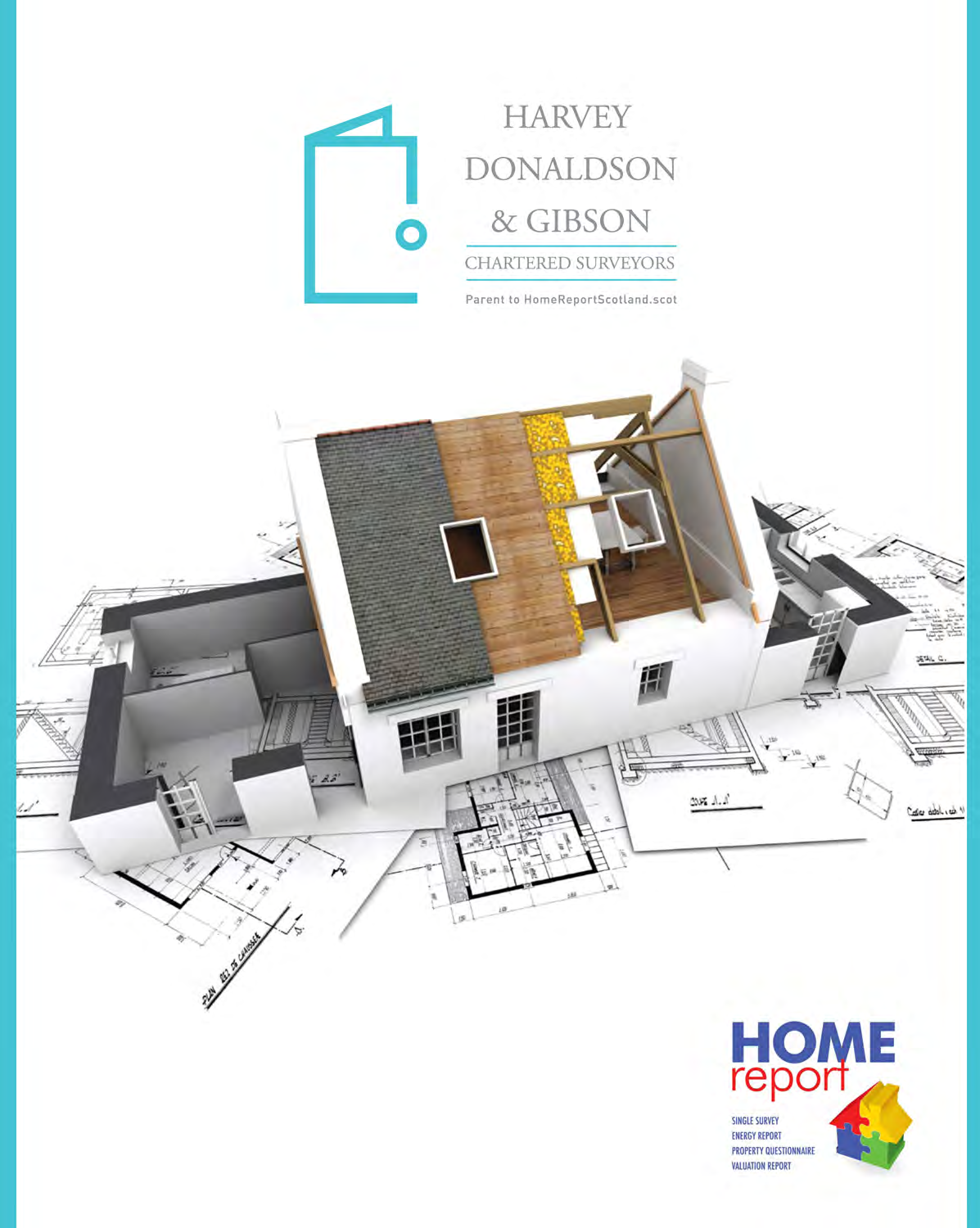# HARVEY DONALDSON & GIBSON

CHARTERED SURVEYORS

Parent to HomeReportScotland.scot

**HOME report**

SINGLE SURVEY
ENERGY REPORT
PROPERTY QUESTIONNAIRE
VALUATION REPORT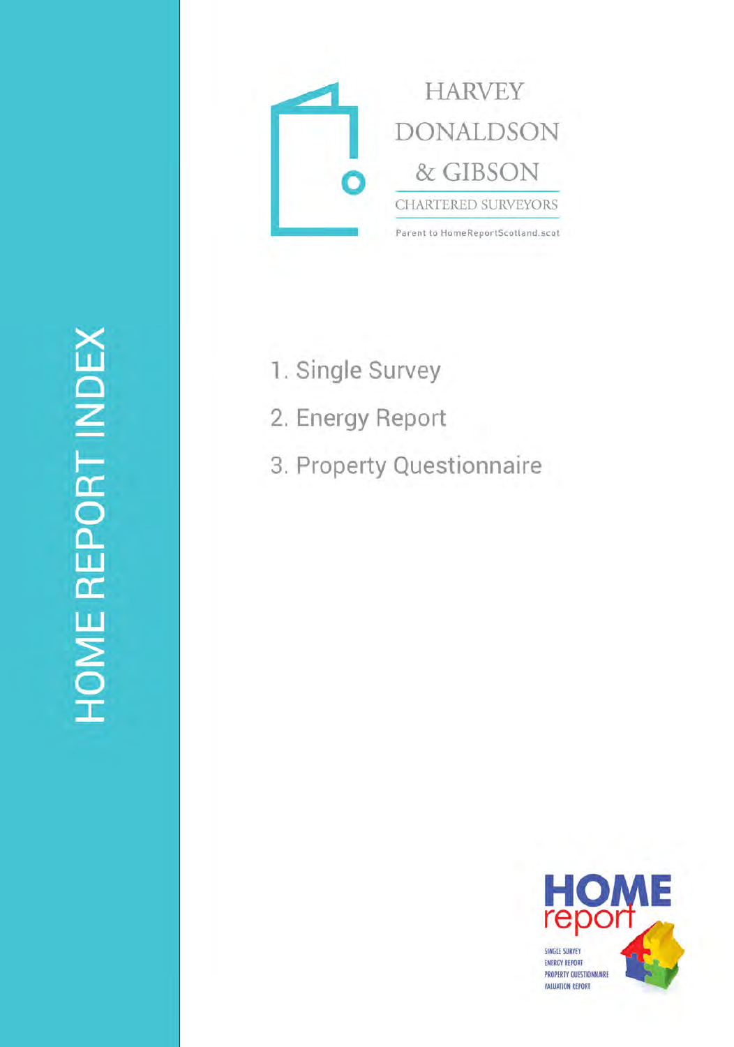# HOME REPORT INDEX

HARVEY DONALDSON & GIBSON

CHARTERED SURVEYORS

Parent to HomeReportScotland.scot

1. Single Survey
2. Energy Report
3. Property Questionnaire

HOME report

SINGLE SURVEY
ENERGY REPORT
PROPERTY QUESTIONNAIRE
VALUATION REPORT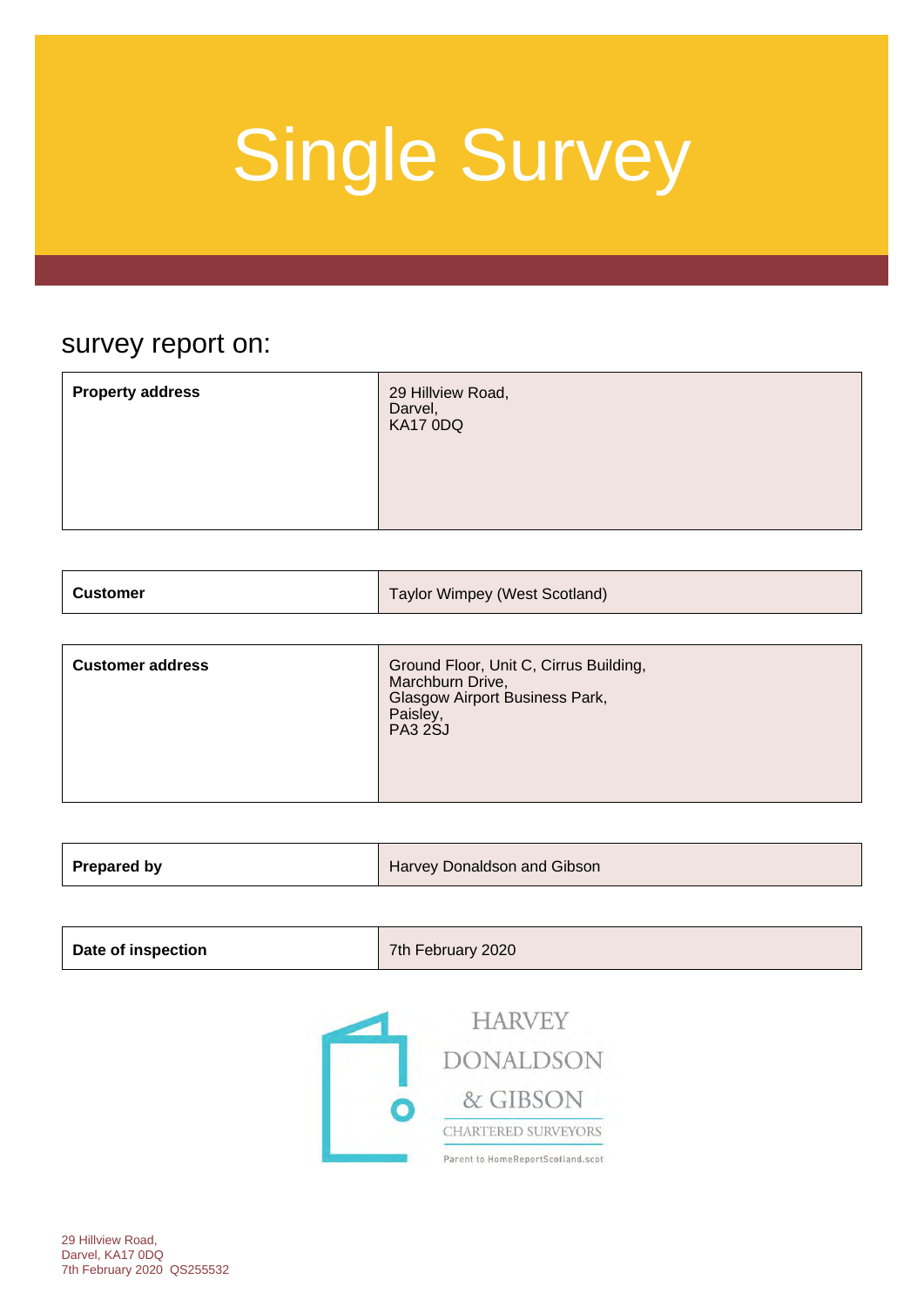# Single Survey

## survey report on:

| Property address | 29 Hillview Road,<br>Darvel,<br>KA17 0DQ |
|---|---|

| Customer | Taylor Wimpey (West Scotland) |
|---|---|

| Customer address | Ground Floor, Unit C, Cirrus Building,<br>Marchburn Drive,<br>Glasgow Airport Business Park,<br>Paisley,<br>PA3 2SJ |
|---|---|

| Prepared by | Harvey Donaldson and Gibson |
|---|---|

| Date of inspection | 7th February 2020 |
|---|---|

HARVEY DONALDSON & GIBSON
CHARTERED SURVEYORS
Parent to HomeReportScotland.scot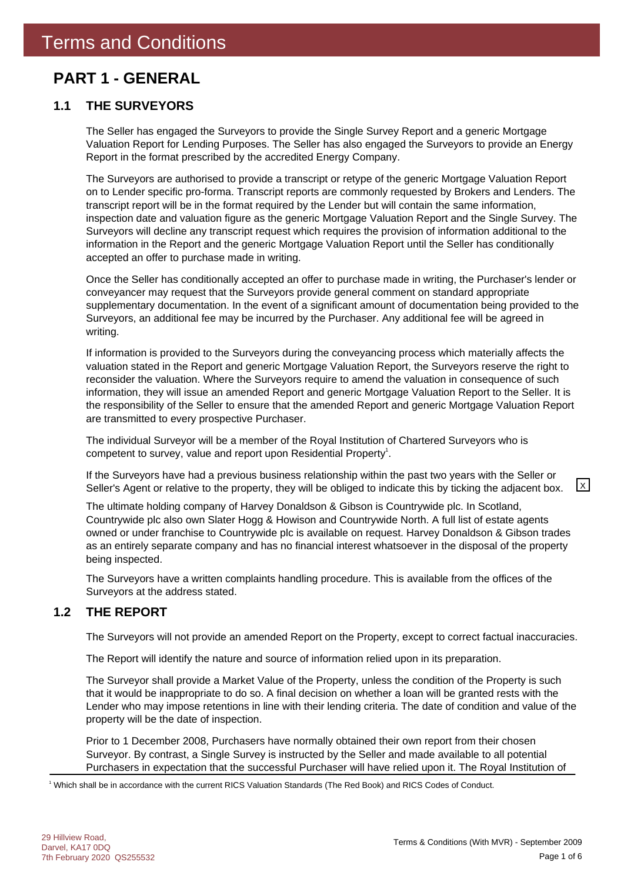# Terms and Conditions

## PART 1 - GENERAL

### 1.1 THE SURVEYORS

The Seller has engaged the Surveyors to provide the Single Survey Report and a generic Mortgage Valuation Report for Lending Purposes. The Seller has also engaged the Surveyors to provide an Energy Report in the format prescribed by the accredited Energy Company.

The Surveyors are authorised to provide a transcript or retype of the generic Mortgage Valuation Report on to Lender specific pro-forma. Transcript reports are commonly requested by Brokers and Lenders. The transcript report will be in the format required by the Lender but will contain the same information, inspection date and valuation figure as the generic Mortgage Valuation Report and the Single Survey. The Surveyors will decline any transcript request which requires the provision of information additional to the information in the Report and the generic Mortgage Valuation Report until the Seller has conditionally accepted an offer to purchase made in writing.

Once the Seller has conditionally accepted an offer to purchase made in writing, the Purchaser's lender or conveyancer may request that the Surveyors provide general comment on standard appropriate supplementary documentation. In the event of a significant amount of documentation being provided to the Surveyors, an additional fee may be incurred by the Purchaser. Any additional fee will be agreed in writing.

If information is provided to the Surveyors during the conveyancing process which materially affects the valuation stated in the Report and generic Mortgage Valuation Report, the Surveyors reserve the right to reconsider the valuation. Where the Surveyors require to amend the valuation in consequence of such information, they will issue an amended Report and generic Mortgage Valuation Report to the Seller. It is the responsibility of the Seller to ensure that the amended Report and generic Mortgage Valuation Report are transmitted to every prospective Purchaser.

The individual Surveyor will be a member of the Royal Institution of Chartered Surveyors who is competent to survey, value and report upon Residential Property[1].

If the Surveyors have had a previous business relationship within the past two years with the Seller or Seller's Agent or relative to the property, they will be obliged to indicate this by ticking the adjacent box. [X]

The ultimate holding company of Harvey Donaldson & Gibson is Countrywide plc. In Scotland, Countrywide plc also own Slater Hogg & Howison and Countrywide North. A full list of estate agents owned or under franchise to Countrywide plc is available on request. Harvey Donaldson & Gibson trades as an entirely separate company and has no financial interest whatsoever in the disposal of the property being inspected.

The Surveyors have a written complaints handling procedure. This is available from the offices of the Surveyors at the address stated.

### 1.2 THE REPORT

The Surveyors will not provide an amended Report on the Property, except to correct factual inaccuracies.

The Report will identify the nature and source of information relied upon in its preparation.

The Surveyor shall provide a Market Value of the Property, unless the condition of the Property is such that it would be inappropriate to do so. A final decision on whether a loan will be granted rests with the Lender who may impose retentions in line with their lending criteria. The date of condition and value of the property will be the date of inspection.

Prior to 1 December 2008, Purchasers have normally obtained their own report from their chosen Surveyor. By contrast, a Single Survey is instructed by the Seller and made available to all potential Purchasers in expectation that the successful Purchaser will have relied upon it. The Royal Institution of

[1] Which shall be in accordance with the current RICS Valuation Standards (The Red Book) and RICS Codes of Conduct.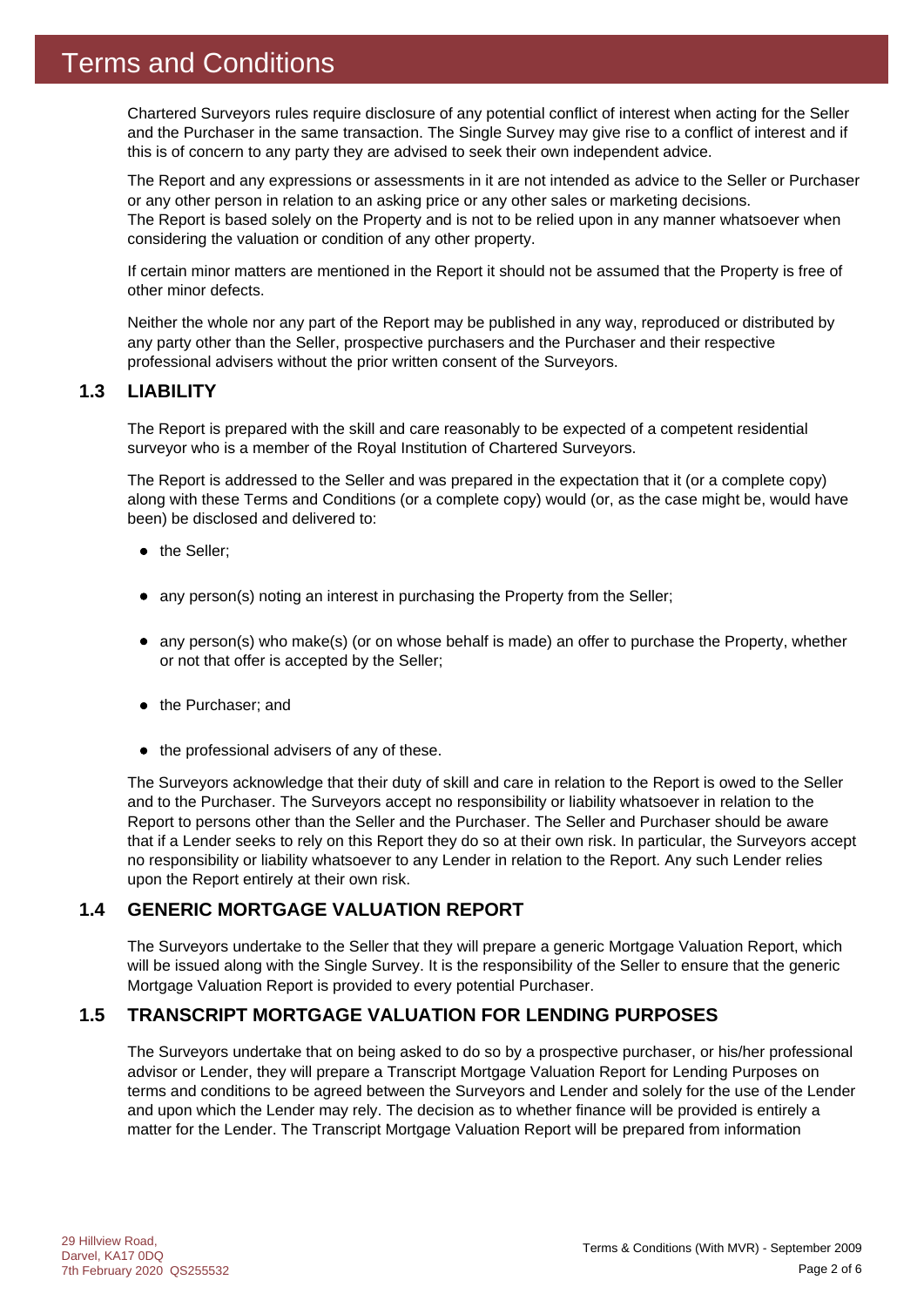# Terms and Conditions

Chartered Surveyors rules require disclosure of any potential conflict of interest when acting for the Seller and the Purchaser in the same transaction. The Single Survey may give rise to a conflict of interest and if this is of concern to any party they are advised to seek their own independent advice.

The Report and any expressions or assessments in it are not intended as advice to the Seller or Purchaser or any other person in relation to an asking price or any other sales or marketing decisions.
The Report is based solely on the Property and is not to be relied upon in any manner whatsoever when considering the valuation or condition of any other property.

If certain minor matters are mentioned in the Report it should not be assumed that the Property is free of other minor defects.

Neither the whole nor any part of the Report may be published in any way, reproduced or distributed by any party other than the Seller, prospective purchasers and the Purchaser and their respective professional advisers without the prior written consent of the Surveyors.

## 1.3 LIABILITY

The Report is prepared with the skill and care reasonably to be expected of a competent residential surveyor who is a member of the Royal Institution of Chartered Surveyors.

The Report is addressed to the Seller and was prepared in the expectation that it (or a complete copy) along with these Terms and Conditions (or a complete copy) would (or, as the case might be, would have been) be disclosed and delivered to:

- the Seller;
- any person(s) noting an interest in purchasing the Property from the Seller;
- any person(s) who make(s) (or on whose behalf is made) an offer to purchase the Property, whether or not that offer is accepted by the Seller;
- the Purchaser; and
- the professional advisers of any of these.

The Surveyors acknowledge that their duty of skill and care in relation to the Report is owed to the Seller and to the Purchaser. The Surveyors accept no responsibility or liability whatsoever in relation to the Report to persons other than the Seller and the Purchaser. The Seller and Purchaser should be aware that if a Lender seeks to rely on this Report they do so at their own risk. In particular, the Surveyors accept no responsibility or liability whatsoever to any Lender in relation to the Report. Any such Lender relies upon the Report entirely at their own risk.

## 1.4 GENERIC MORTGAGE VALUATION REPORT

The Surveyors undertake to the Seller that they will prepare a generic Mortgage Valuation Report, which will be issued along with the Single Survey. It is the responsibility of the Seller to ensure that the generic Mortgage Valuation Report is provided to every potential Purchaser.

## 1.5 TRANSCRIPT MORTGAGE VALUATION FOR LENDING PURPOSES

The Surveyors undertake that on being asked to do so by a prospective purchaser, or his/her professional advisor or Lender, they will prepare a Transcript Mortgage Valuation Report for Lending Purposes on terms and conditions to be agreed between the Surveyors and Lender and solely for the use of the Lender and upon which the Lender may rely. The decision as to whether finance will be provided is entirely a matter for the Lender. The Transcript Mortgage Valuation Report will be prepared from information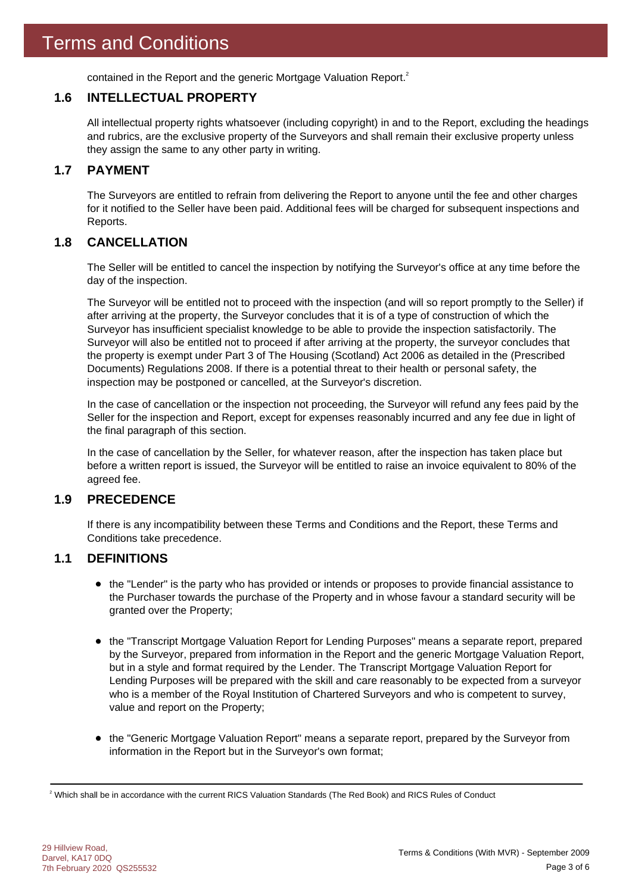contained in the Report and the generic Mortgage Valuation Report.[2]

### 1.6 INTELLECTUAL PROPERTY

All intellectual property rights whatsoever (including copyright) in and to the Report, excluding the headings and rubrics, are the exclusive property of the Surveyors and shall remain their exclusive property unless they assign the same to any other party in writing.

### 1.7 PAYMENT

The Surveyors are entitled to refrain from delivering the Report to anyone until the fee and other charges for it notified to the Seller have been paid. Additional fees will be charged for subsequent inspections and Reports.

### 1.8 CANCELLATION

The Seller will be entitled to cancel the inspection by notifying the Surveyor's office at any time before the day of the inspection.

The Surveyor will be entitled not to proceed with the inspection (and will so report promptly to the Seller) if after arriving at the property, the Surveyor concludes that it is of a type of construction of which the Surveyor has insufficient specialist knowledge to be able to provide the inspection satisfactorily. The Surveyor will also be entitled not to proceed if after arriving at the property, the surveyor concludes that the property is exempt under Part 3 of The Housing (Scotland) Act 2006 as detailed in the (Prescribed Documents) Regulations 2008. If there is a potential threat to their health or personal safety, the inspection may be postponed or cancelled, at the Surveyor's discretion.

In the case of cancellation or the inspection not proceeding, the Surveyor will refund any fees paid by the Seller for the inspection and Report, except for expenses reasonably incurred and any fee due in light of the final paragraph of this section.

In the case of cancellation by the Seller, for whatever reason, after the inspection has taken place but before a written report is issued, the Surveyor will be entitled to raise an invoice equivalent to 80% of the agreed fee.

### 1.9 PRECEDENCE

If there is any incompatibility between these Terms and Conditions and the Report, these Terms and Conditions take precedence.

### 1.1 DEFINITIONS

- the "Lender" is the party who has provided or intends or proposes to provide financial assistance to the Purchaser towards the purchase of the Property and in whose favour a standard security will be granted over the Property;

- the "Transcript Mortgage Valuation Report for Lending Purposes" means a separate report, prepared by the Surveyor, prepared from information in the Report and the generic Mortgage Valuation Report, but in a style and format required by the Lender. The Transcript Mortgage Valuation Report for Lending Purposes will be prepared with the skill and care reasonably to be expected from a surveyor who is a member of the Royal Institution of Chartered Surveyors and who is competent to survey, value and report on the Property;

- the "Generic Mortgage Valuation Report" means a separate report, prepared by the Surveyor from information in the Report but in the Surveyor's own format;

---

[2] Which shall be in accordance with the current RICS Valuation Standards (The Red Book) and RICS Rules of Conduct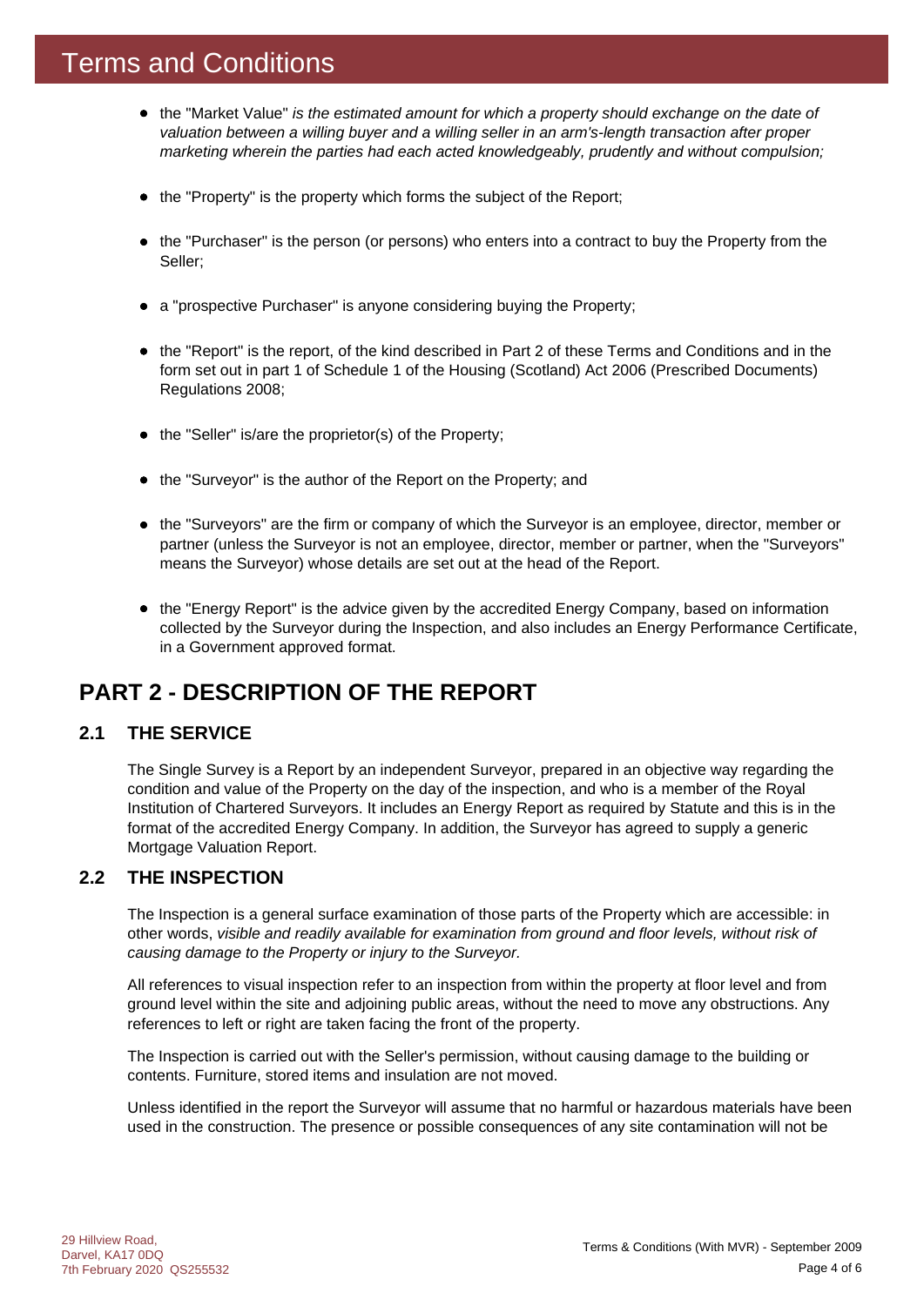# Terms and Conditions

- the "Market Value" *is the estimated amount for which a property should exchange on the date of valuation between a willing buyer and a willing seller in an arm's-length transaction after proper marketing wherein the parties had each acted knowledgeably, prudently and without compulsion;*
- the "Property" is the property which forms the subject of the Report;
- the "Purchaser" is the person (or persons) who enters into a contract to buy the Property from the Seller;
- a "prospective Purchaser" is anyone considering buying the Property;
- the "Report" is the report, of the kind described in Part 2 of these Terms and Conditions and in the form set out in part 1 of Schedule 1 of the Housing (Scotland) Act 2006 (Prescribed Documents) Regulations 2008;
- the "Seller" is/are the proprietor(s) of the Property;
- the "Surveyor" is the author of the Report on the Property; and
- the "Surveyors" are the firm or company of which the Surveyor is an employee, director, member or partner (unless the Surveyor is not an employee, director, member or partner, when the "Surveyors" means the Surveyor) whose details are set out at the head of the Report.
- the "Energy Report" is the advice given by the accredited Energy Company, based on information collected by the Surveyor during the Inspection, and also includes an Energy Performance Certificate, in a Government approved format.

## PART 2 - DESCRIPTION OF THE REPORT

### 2.1 THE SERVICE

The Single Survey is a Report by an independent Surveyor, prepared in an objective way regarding the condition and value of the Property on the day of the inspection, and who is a member of the Royal Institution of Chartered Surveyors. It includes an Energy Report as required by Statute and this is in the format of the accredited Energy Company. In addition, the Surveyor has agreed to supply a generic Mortgage Valuation Report.

### 2.2 THE INSPECTION

The Inspection is a general surface examination of those parts of the Property which are accessible: in other words, *visible and readily available for examination from ground and floor levels, without risk of causing damage to the Property or injury to the Surveyor.*

All references to visual inspection refer to an inspection from within the property at floor level and from ground level within the site and adjoining public areas, without the need to move any obstructions. Any references to left or right are taken facing the front of the property.

The Inspection is carried out with the Seller's permission, without causing damage to the building or contents. Furniture, stored items and insulation are not moved.

Unless identified in the report the Surveyor will assume that no harmful or hazardous materials have been used in the construction. The presence or possible consequences of any site contamination will not be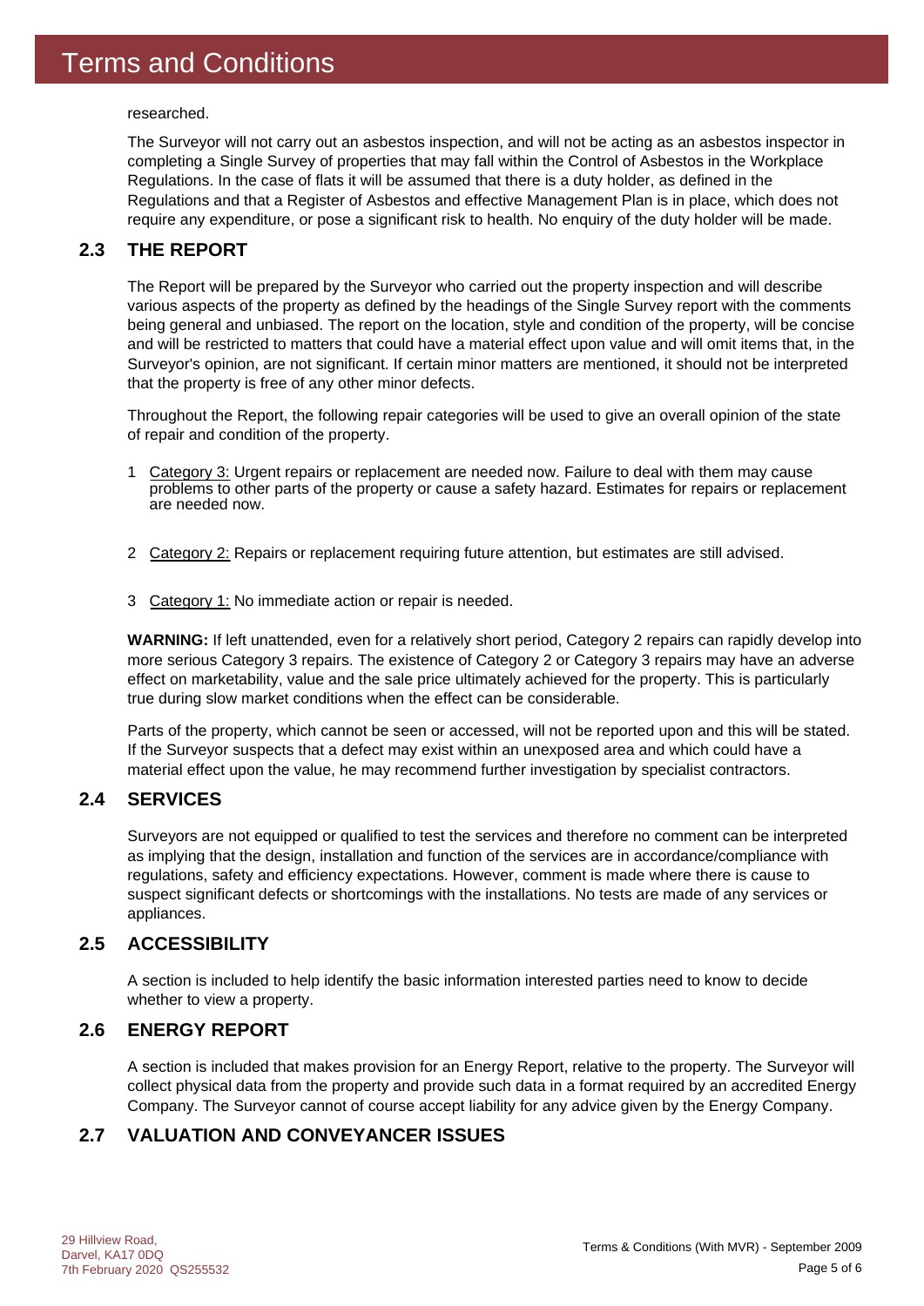researched.

The Surveyor will not carry out an asbestos inspection, and will not be acting as an asbestos inspector in completing a Single Survey of properties that may fall within the Control of Asbestos in the Workplace Regulations. In the case of flats it will be assumed that there is a duty holder, as defined in the Regulations and that a Register of Asbestos and effective Management Plan is in place, which does not require any expenditure, or pose a significant risk to health. No enquiry of the duty holder will be made.

## 2.3 THE REPORT

The Report will be prepared by the Surveyor who carried out the property inspection and will describe various aspects of the property as defined by the headings of the Single Survey report with the comments being general and unbiased. The report on the location, style and condition of the property, will be concise and will be restricted to matters that could have a material effect upon value and will omit items that, in the Surveyor's opinion, are not significant. If certain minor matters are mentioned, it should not be interpreted that the property is free of any other minor defects.

Throughout the Report, the following repair categories will be used to give an overall opinion of the state of repair and condition of the property.

1. Category 3: Urgent repairs or replacement are needed now. Failure to deal with them may cause problems to other parts of the property or cause a safety hazard. Estimates for repairs or replacement are needed now.

2. Category 2: Repairs or replacement requiring future attention, but estimates are still advised.

3. Category 1: No immediate action or repair is needed.

**WARNING:** If left unattended, even for a relatively short period, Category 2 repairs can rapidly develop into more serious Category 3 repairs. The existence of Category 2 or Category 3 repairs may have an adverse effect on marketability, value and the sale price ultimately achieved for the property. This is particularly true during slow market conditions when the effect can be considerable.

Parts of the property, which cannot be seen or accessed, will not be reported upon and this will be stated. If the Surveyor suspects that a defect may exist within an unexposed area and which could have a material effect upon the value, he may recommend further investigation by specialist contractors.

## 2.4 SERVICES

Surveyors are not equipped or qualified to test the services and therefore no comment can be interpreted as implying that the design, installation and function of the services are in accordance/compliance with regulations, safety and efficiency expectations. However, comment is made where there is cause to suspect significant defects or shortcomings with the installations. No tests are made of any services or appliances.

## 2.5 ACCESSIBILITY

A section is included to help identify the basic information interested parties need to know to decide whether to view a property.

## 2.6 ENERGY REPORT

A section is included that makes provision for an Energy Report, relative to the property. The Surveyor will collect physical data from the property and provide such data in a format required by an accredited Energy Company. The Surveyor cannot of course accept liability for any advice given by the Energy Company.

## 2.7 VALUATION AND CONVEYANCER ISSUES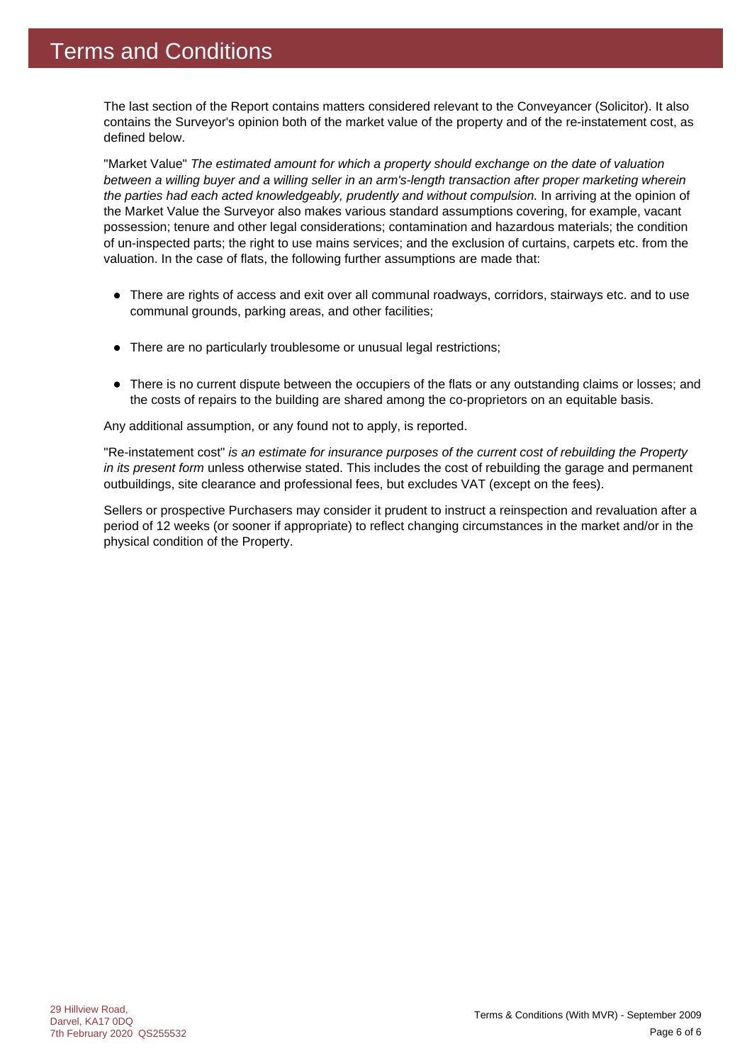# Terms and Conditions

The last section of the Report contains matters considered relevant to the Conveyancer (Solicitor). It also contains the Surveyor's opinion both of the market value of the property and of the re-instatement cost, as defined below.

"Market Value" *The estimated amount for which a property should exchange on the date of valuation between a willing buyer and a willing seller in an arm's-length transaction after proper marketing wherein the parties had each acted knowledgeably, prudently and without compulsion.* In arriving at the opinion of the Market Value the Surveyor also makes various standard assumptions covering, for example, vacant possession; tenure and other legal considerations; contamination and hazardous materials; the condition of un-inspected parts; the right to use mains services; and the exclusion of curtains, carpets etc. from the valuation. In the case of flats, the following further assumptions are made that:

- There are rights of access and exit over all communal roadways, corridors, stairways etc. and to use communal grounds, parking areas, and other facilities;
- There are no particularly troublesome or unusual legal restrictions;
- There is no current dispute between the occupiers of the flats or any outstanding claims or losses; and the costs of repairs to the building are shared among the co-proprietors on an equitable basis.

Any additional assumption, or any found not to apply, is reported.

"Re-instatement cost" *is an estimate for insurance purposes of the current cost of rebuilding the Property in its present form* unless otherwise stated. This includes the cost of rebuilding the garage and permanent outbuildings, site clearance and professional fees, but excludes VAT (except on the fees).

Sellers or prospective Purchasers may consider it prudent to instruct a reinspection and revaluation after a period of 12 weeks (or sooner if appropriate) to reflect changing circumstances in the market and/or in the physical condition of the Property.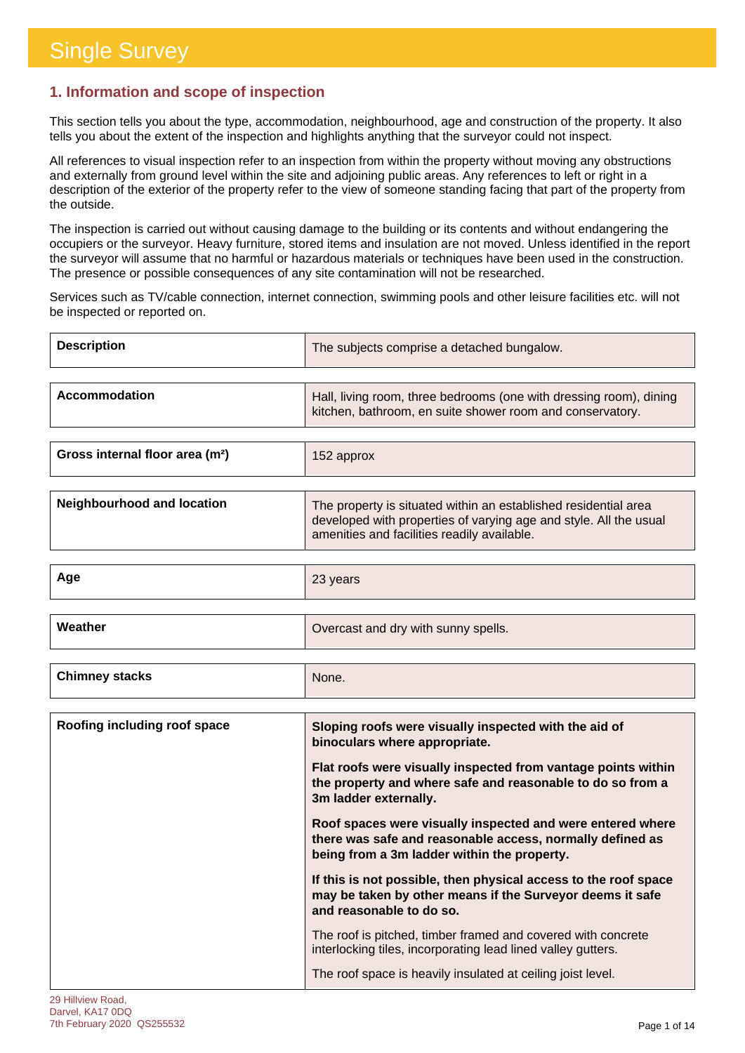# Single Survey

## 1. Information and scope of inspection

This section tells you about the type, accommodation, neighbourhood, age and construction of the property. It also tells you about the extent of the inspection and highlights anything that the surveyor could not inspect.

All references to visual inspection refer to an inspection from within the property without moving any obstructions and externally from ground level within the site and adjoining public areas. Any references to left or right in a description of the exterior of the property refer to the view of someone standing facing that part of the property from the outside.

The inspection is carried out without causing damage to the building or its contents and without endangering the occupiers or the surveyor. Heavy furniture, stored items and insulation are not moved. Unless identified in the report the surveyor will assume that no harmful or hazardous materials or techniques have been used in the construction. The presence or possible consequences of any site contamination will not be researched.

Services such as TV/cable connection, internet connection, swimming pools and other leisure facilities etc. will not be inspected or reported on.

| | |
|---|---|
| **Description** | The subjects comprise a detached bungalow. |
| **Accommodation** | Hall, living room, three bedrooms (one with dressing room), dining kitchen, bathroom, en suite shower room and conservatory. |
| **Gross internal floor area (m²)** | 152 approx |
| **Neighbourhood and location** | The property is situated within an established residential area developed with properties of varying age and style. All the usual amenities and facilities readily available. |
| **Age** | 23 years |
| **Weather** | Overcast and dry with sunny spells. |
| **Chimney stacks** | None. |
| **Roofing including roof space** | **Sloping roofs were visually inspected with the aid of binoculars where appropriate.**<br><br>**Flat roofs were visually inspected from vantage points within the property and where safe and reasonable to do so from a 3m ladder externally.**<br><br>**Roof spaces were visually inspected and were entered where there was safe and reasonable access, normally defined as being from a 3m ladder within the property.**<br><br>**If this is not possible, then physical access to the roof space may be taken by other means if the Surveyor deems it safe and reasonable to do so.**<br><br>The roof is pitched, timber framed and covered with concrete interlocking tiles, incorporating lead lined valley gutters.<br><br>The roof space is heavily insulated at ceiling joist level. |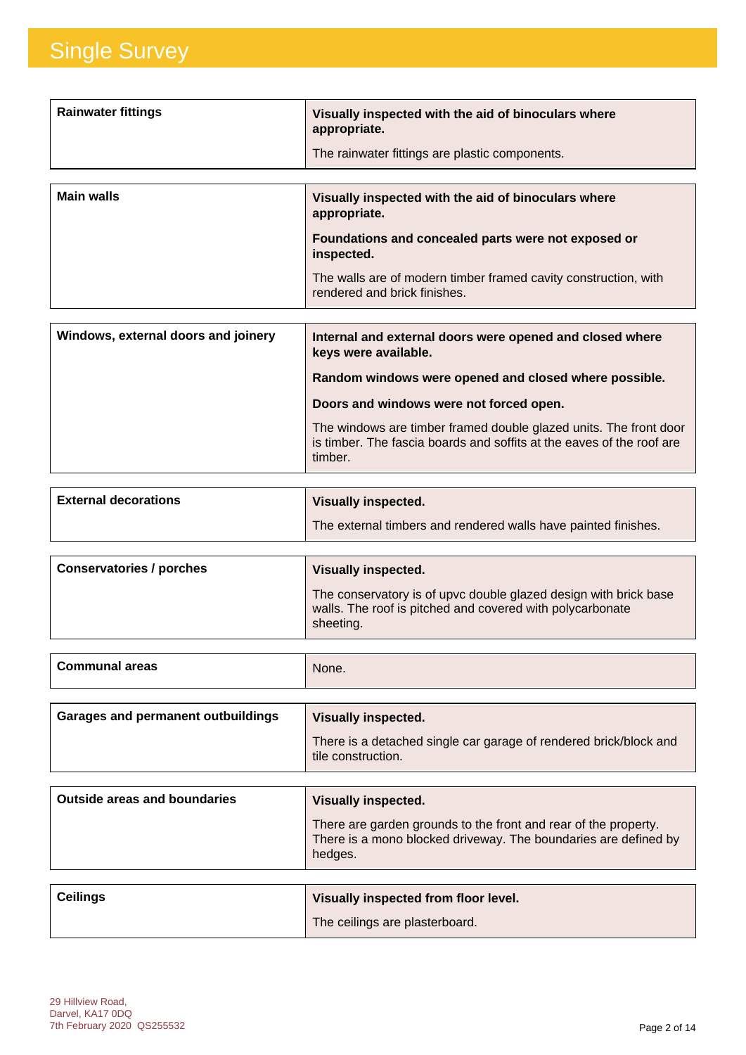# Single Survey

| | |
|---|---|
| **Rainwater fittings** | **Visually inspected with the aid of binoculars where appropriate.**<br><br>The rainwater fittings are plastic components. |

| | |
|---|---|
| **Main walls** | **Visually inspected with the aid of binoculars where appropriate.**<br><br>**Foundations and concealed parts were not exposed or inspected.**<br><br>The walls are of modern timber framed cavity construction, with rendered and brick finishes. |

| | |
|---|---|
| **Windows, external doors and joinery** | **Internal and external doors were opened and closed where keys were available.**<br><br>**Random windows were opened and closed where possible.**<br><br>**Doors and windows were not forced open.**<br><br>The windows are timber framed double glazed units. The front door is timber. The fascia boards and soffits at the eaves of the roof are timber. |

| | |
|---|---|
| **External decorations** | **Visually inspected.**<br><br>The external timbers and rendered walls have painted finishes. |

| | |
|---|---|
| **Conservatories / porches** | **Visually inspected.**<br><br>The conservatory is of upvc double glazed design with brick base walls. The roof is pitched and covered with polycarbonate sheeting. |

| | |
|---|---|
| **Communal areas** | None. |

| | |
|---|---|
| **Garages and permanent outbuildings** | **Visually inspected.**<br><br>There is a detached single car garage of rendered brick/block and tile construction. |

| | |
|---|---|
| **Outside areas and boundaries** | **Visually inspected.**<br><br>There are garden grounds to the front and rear of the property. There is a mono blocked driveway. The boundaries are defined by hedges. |

| | |
|---|---|
| **Ceilings** | **Visually inspected from floor level.**<br><br>The ceilings are plasterboard. |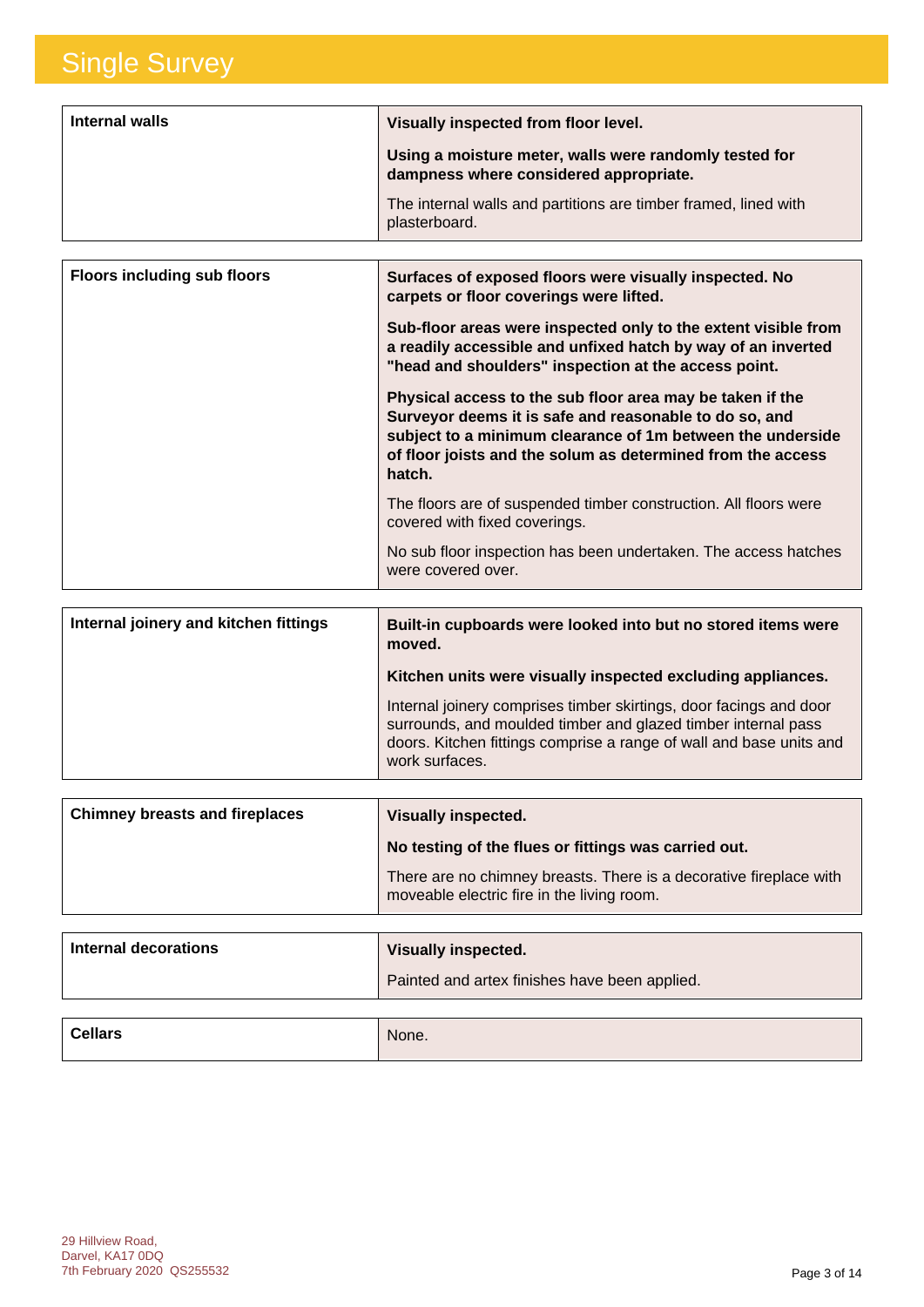# Single Survey

| Internal walls | **Visually inspected from floor level.**<br><br>**Using a moisture meter, walls were randomly tested for dampness where considered appropriate.**<br><br>The internal walls and partitions are timber framed, lined with plasterboard. |
|---|---|

| Floors including sub floors | **Surfaces of exposed floors were visually inspected. No carpets or floor coverings were lifted.**<br><br>**Sub-floor areas were inspected only to the extent visible from a readily accessible and unfixed hatch by way of an inverted "head and shoulders" inspection at the access point.**<br><br>**Physical access to the sub floor area may be taken if the Surveyor deems it is safe and reasonable to do so, and subject to a minimum clearance of 1m between the underside of floor joists and the solum as determined from the access hatch.**<br><br>The floors are of suspended timber construction. All floors were covered with fixed coverings.<br><br>No sub floor inspection has been undertaken. The access hatches were covered over. |
|---|---|

| Internal joinery and kitchen fittings | **Built-in cupboards were looked into but no stored items were moved.**<br><br>**Kitchen units were visually inspected excluding appliances.**<br><br>Internal joinery comprises timber skirtings, door facings and door surrounds, and moulded timber and glazed timber internal pass doors. Kitchen fittings comprise a range of wall and base units and work surfaces. |
|---|---|

| Chimney breasts and fireplaces | **Visually inspected.**<br><br>**No testing of the flues or fittings was carried out.**<br><br>There are no chimney breasts. There is a decorative fireplace with moveable electric fire in the living room. |
|---|---|

| Internal decorations | **Visually inspected.**<br><br>Painted and artex finishes have been applied. |
|---|---|

| Cellars | None. |
|---|---|

29 Hillview Road,
Darvel, KA17 0DQ
7th February 2020 QS255532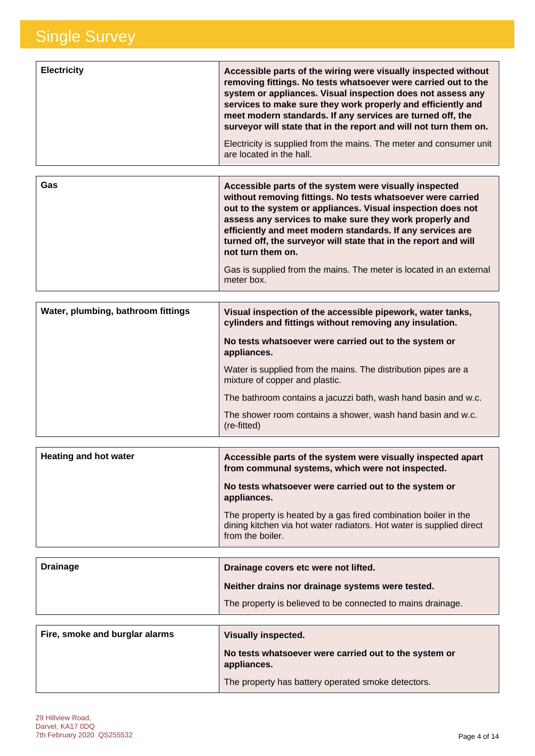| | |
|---|---|
| **Electricity** | **Accessible parts of the wiring were visually inspected without removing fittings. No tests whatsoever were carried out to the system or appliances. Visual inspection does not assess any services to make sure they work properly and efficiently and meet modern standards. If any services are turned off, the surveyor will state that in the report and will not turn them on.**<br><br>Electricity is supplied from the mains. The meter and consumer unit are located in the hall. |
| **Gas** | **Accessible parts of the system were visually inspected without removing fittings. No tests whatsoever were carried out to the system or appliances. Visual inspection does not assess any services to make sure they work properly and efficiently and meet modern standards. If any services are turned off, the surveyor will state that in the report and will not turn them on.**<br><br>Gas is supplied from the mains. The meter is located in an external meter box. |
| **Water, plumbing, bathroom fittings** | **Visual inspection of the accessible pipework, water tanks, cylinders and fittings without removing any insulation.**<br><br>**No tests whatsoever were carried out to the system or appliances.**<br><br>Water is supplied from the mains. The distribution pipes are a mixture of copper and plastic.<br><br>The bathroom contains a jacuzzi bath, wash hand basin and w.c.<br><br>The shower room contains a shower, wash hand basin and w.c. (re-fitted) |
| **Heating and hot water** | **Accessible parts of the system were visually inspected apart from communal systems, which were not inspected.**<br><br>**No tests whatsoever were carried out to the system or appliances.**<br><br>The property is heated by a gas fired combination boiler in the dining kitchen via hot water radiators. Hot water is supplied direct from the boiler. |
| **Drainage** | **Drainage covers etc were not lifted.**<br><br>**Neither drains nor drainage systems were tested.**<br><br>The property is believed to be connected to mains drainage. |
| **Fire, smoke and burglar alarms** | **Visually inspected.**<br><br>**No tests whatsoever were carried out to the system or appliances.**<br><br>The property has battery operated smoke detectors. |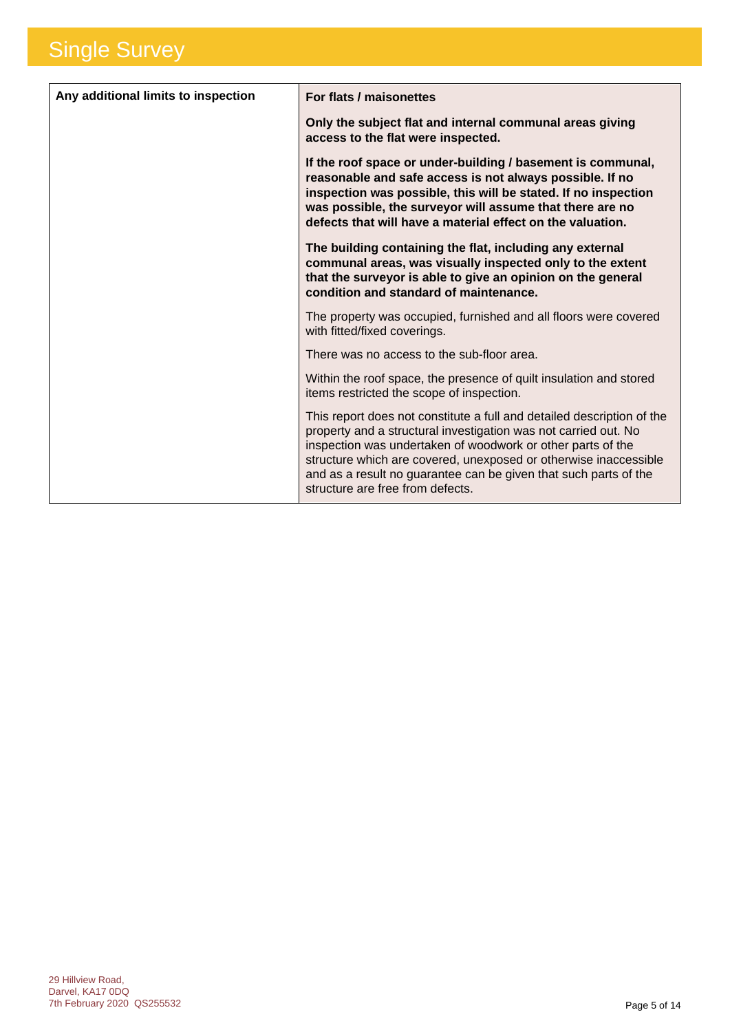# Single Survey

| Any additional limits to inspection | **For flats / maisonettes**<br><br>**Only the subject flat and internal communal areas giving access to the flat were inspected.**<br><br>**If the roof space or under-building / basement is communal, reasonable and safe access is not always possible. If no inspection was possible, this will be stated. If no inspection was possible, the surveyor will assume that there are no defects that will have a material effect on the valuation.**<br><br>**The building containing the flat, including any external communal areas, was visually inspected only to the extent that the surveyor is able to give an opinion on the general condition and standard of maintenance.**<br><br>The property was occupied, furnished and all floors were covered with fitted/fixed coverings.<br><br>There was no access to the sub-floor area.<br><br>Within the roof space, the presence of quilt insulation and stored items restricted the scope of inspection.<br><br>This report does not constitute a full and detailed description of the property and a structural investigation was not carried out. No inspection was undertaken of woodwork or other parts of the structure which are covered, unexposed or otherwise inaccessible and as a result no guarantee can be given that such parts of the structure are free from defects. |
|---|---|

29 Hillview Road,
Darvel, KA17 0DQ
7th February 2020 QS255532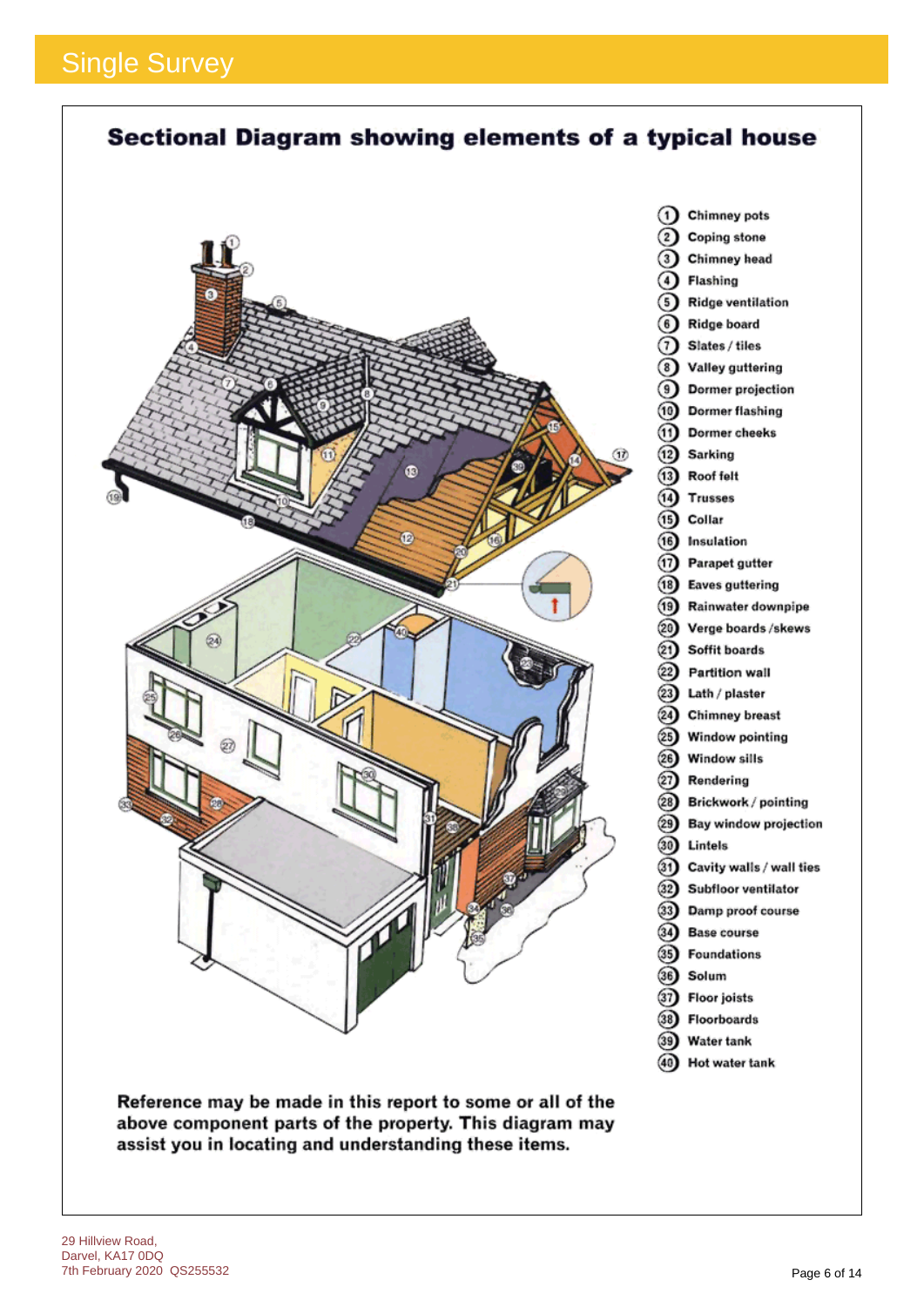## Sectional Diagram showing elements of a typical house

1. Chimney pots
2. Coping stone
3. Chimney head
4. Flashing
5. Ridge ventilation
6. Ridge board
7. Slates / tiles
8. Valley guttering
9. Dormer projection
10. Dormer flashing
11. Dormer cheeks
12. Sarking
13. Roof felt
14. Trusses
15. Collar
16. Insulation
17. Parapet gutter
18. Eaves guttering
19. Rainwater downpipe
20. Verge boards /skews
21. Soffit boards
22. Partition wall
23. Lath / plaster
24. Chimney breast
25. Window pointing
26. Window sills
27. Rendering
28. Brickwork / pointing
29. Bay window projection
30. Lintels
31. Cavity walls / wall ties
32. Subfloor ventilator
33. Damp proof course
34. Base course
35. Foundations
36. Solum
37. Floor joists
38. Floorboards
39. Water tank
40. Hot water tank

**Reference may be made in this report to some or all of the above component parts of the property. This diagram may assist you in locating and understanding these items.**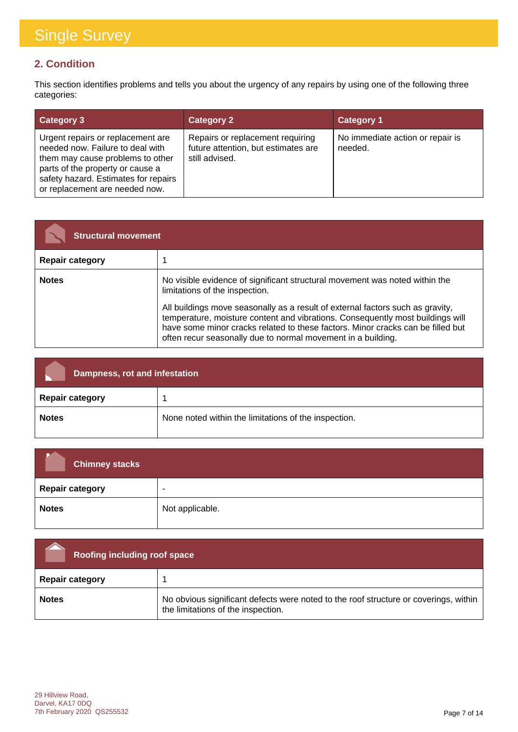# Single Survey

## 2. Condition

This section identifies problems and tells you about the urgency of any repairs by using one of the following three categories:

| Category 3 | Category 2 | Category 1 |
|---|---|---|
| Urgent repairs or replacement are needed now. Failure to deal with them may cause problems to other parts of the property or cause a safety hazard. Estimates for repairs or replacement are needed now. | Repairs or replacement requiring future attention, but estimates are still advised. | No immediate action or repair is needed. |

| Structural movement | |
|---|---|
| **Repair category** | 1 |
| **Notes** | No visible evidence of significant structural movement was noted within the limitations of the inspection.<br><br>All buildings move seasonally as a result of external factors such as gravity, temperature, moisture content and vibrations. Consequently most buildings will have some minor cracks related to these factors. Minor cracks can be filled but often recur seasonally due to normal movement in a building. |

| Dampness, rot and infestation | |
|---|---|
| **Repair category** | 1 |
| **Notes** | None noted within the limitations of the inspection. |

| Chimney stacks | |
|---|---|
| **Repair category** | - |
| **Notes** | Not applicable. |

| Roofing including roof space | |
|---|---|
| **Repair category** | 1 |
| **Notes** | No obvious significant defects were noted to the roof structure or coverings, within the limitations of the inspection. |

29 Hillview Road,
Darvel, KA17 0DQ
7th February 2020 QS255532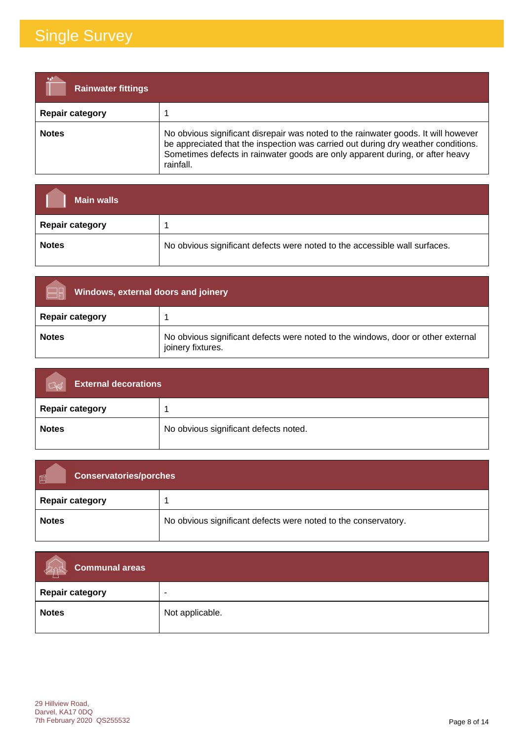# Single Survey

| Rainwater fittings | |
|---|---|
| **Repair category** | 1 |
| **Notes** | No obvious significant disrepair was noted to the rainwater goods. It will however be appreciated that the inspection was carried out during dry weather conditions. Sometimes defects in rainwater goods are only apparent during, or after heavy rainfall. |

| Main walls | |
|---|---|
| **Repair category** | 1 |
| **Notes** | No obvious significant defects were noted to the accessible wall surfaces. |

| Windows, external doors and joinery | |
|---|---|
| **Repair category** | 1 |
| **Notes** | No obvious significant defects were noted to the windows, door or other external joinery fixtures. |

| External decorations | |
|---|---|
| **Repair category** | 1 |
| **Notes** | No obvious significant defects noted. |

| Conservatories/porches | |
|---|---|
| **Repair category** | 1 |
| **Notes** | No obvious significant defects were noted to the conservatory. |

| Communal areas | |
|---|---|
| **Repair category** | - |
| **Notes** | Not applicable. |

29 Hillview Road,
Darvel, KA17 0DQ
7th February 2020 QS255532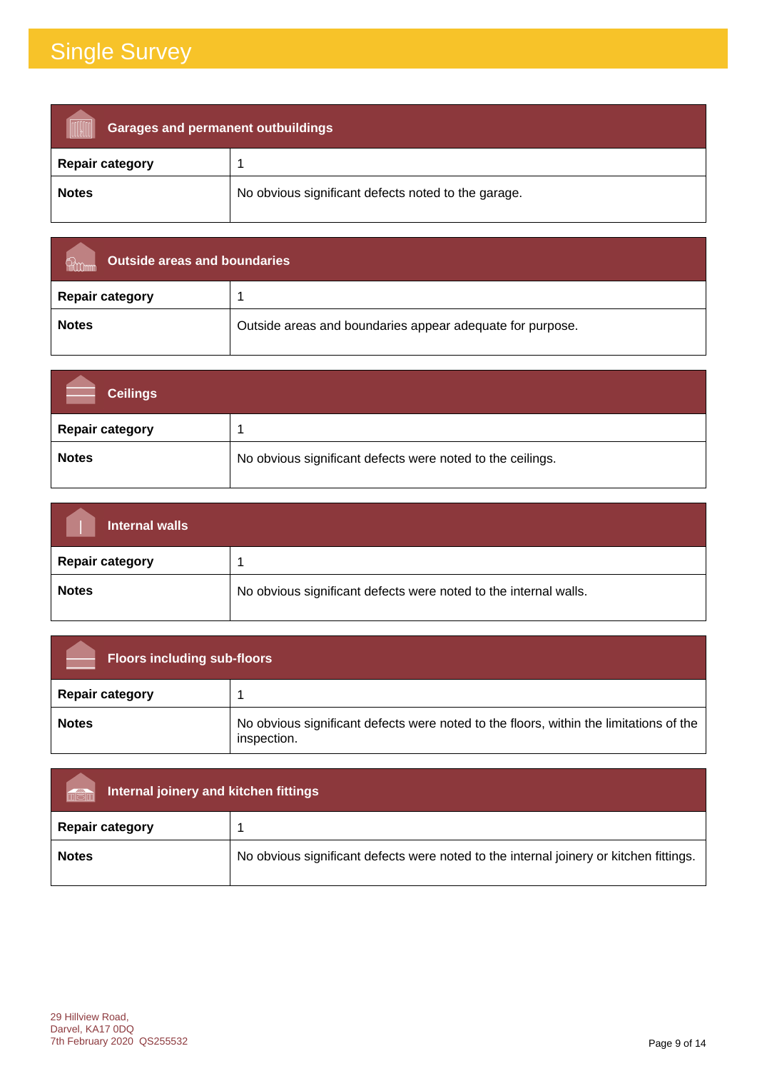# Single Survey

| Garages and permanent outbuildings | |
|---|---|
| **Repair category** | 1 |
| **Notes** | No obvious significant defects noted to the garage. |

| Outside areas and boundaries | |
|---|---|
| **Repair category** | 1 |
| **Notes** | Outside areas and boundaries appear adequate for purpose. |

| Ceilings | |
|---|---|
| **Repair category** | 1 |
| **Notes** | No obvious significant defects were noted to the ceilings. |

| Internal walls | |
|---|---|
| **Repair category** | 1 |
| **Notes** | No obvious significant defects were noted to the internal walls. |

| Floors including sub-floors | |
|---|---|
| **Repair category** | 1 |
| **Notes** | No obvious significant defects were noted to the floors, within the limitations of the inspection. |

| Internal joinery and kitchen fittings | |
|---|---|
| **Repair category** | 1 |
| **Notes** | No obvious significant defects were noted to the internal joinery or kitchen fittings. |

29 Hillview Road,
Darvel, KA17 0DQ
7th February 2020 QS255532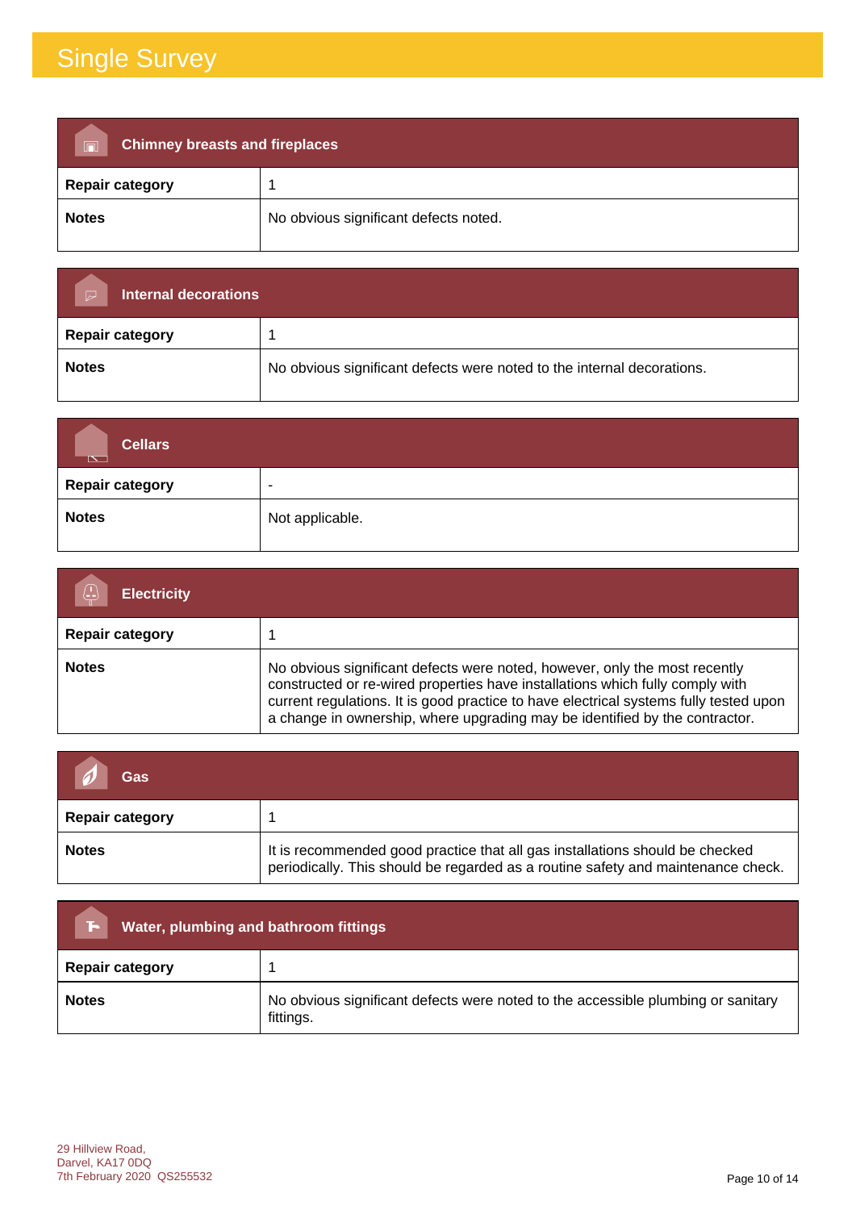# Single Survey

| Chimney breasts and fireplaces | |
|---|---|
| **Repair category** | 1 |
| **Notes** | No obvious significant defects noted. |

| Internal decorations | |
|---|---|
| **Repair category** | 1 |
| **Notes** | No obvious significant defects were noted to the internal decorations. |

| Cellars | |
|---|---|
| **Repair category** | - |
| **Notes** | Not applicable. |

| Electricity | |
|---|---|
| **Repair category** | 1 |
| **Notes** | No obvious significant defects were noted, however, only the most recently constructed or re-wired properties have installations which fully comply with current regulations. It is good practice to have electrical systems fully tested upon a change in ownership, where upgrading may be identified by the contractor. |

| Gas | |
|---|---|
| **Repair category** | 1 |
| **Notes** | It is recommended good practice that all gas installations should be checked periodically. This should be regarded as a routine safety and maintenance check. |

| Water, plumbing and bathroom fittings | |
|---|---|
| **Repair category** | 1 |
| **Notes** | No obvious significant defects were noted to the accessible plumbing or sanitary fittings. |

29 Hillview Road,
Darvel, KA17 0DQ
7th February 2020 QS255532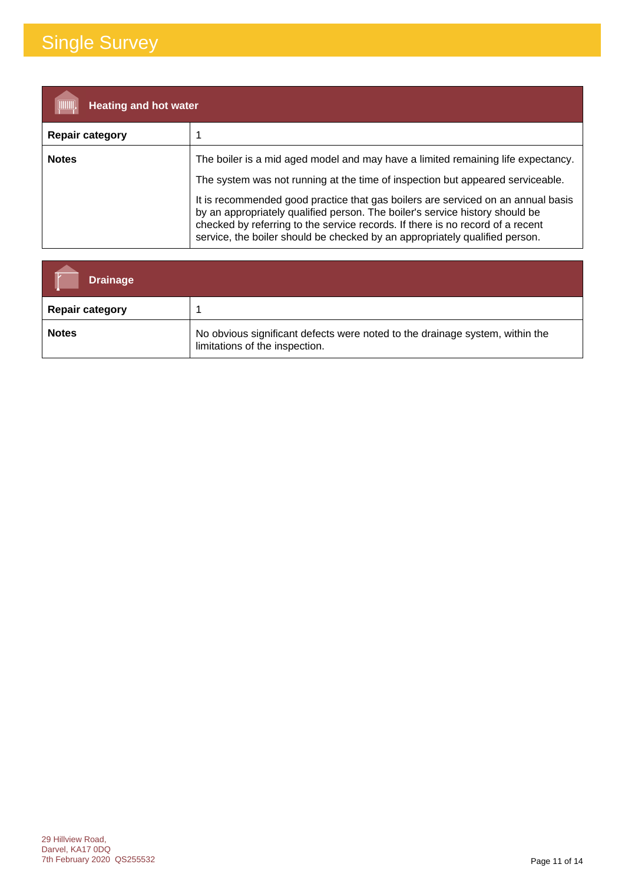# Single Survey

| Heating and hot water | |
|---|---|
| **Repair category** | 1 |
| **Notes** | The boiler is a mid aged model and may have a limited remaining life expectancy. The system was not running at the time of inspection but appeared serviceable. It is recommended good practice that gas boilers are serviced on an annual basis by an appropriately qualified person. The boiler's service history should be checked by referring to the service records. If there is no record of a recent service, the boiler should be checked by an appropriately qualified person. |

| Drainage | |
|---|---|
| **Repair category** | 1 |
| **Notes** | No obvious significant defects were noted to the drainage system, within the limitations of the inspection. |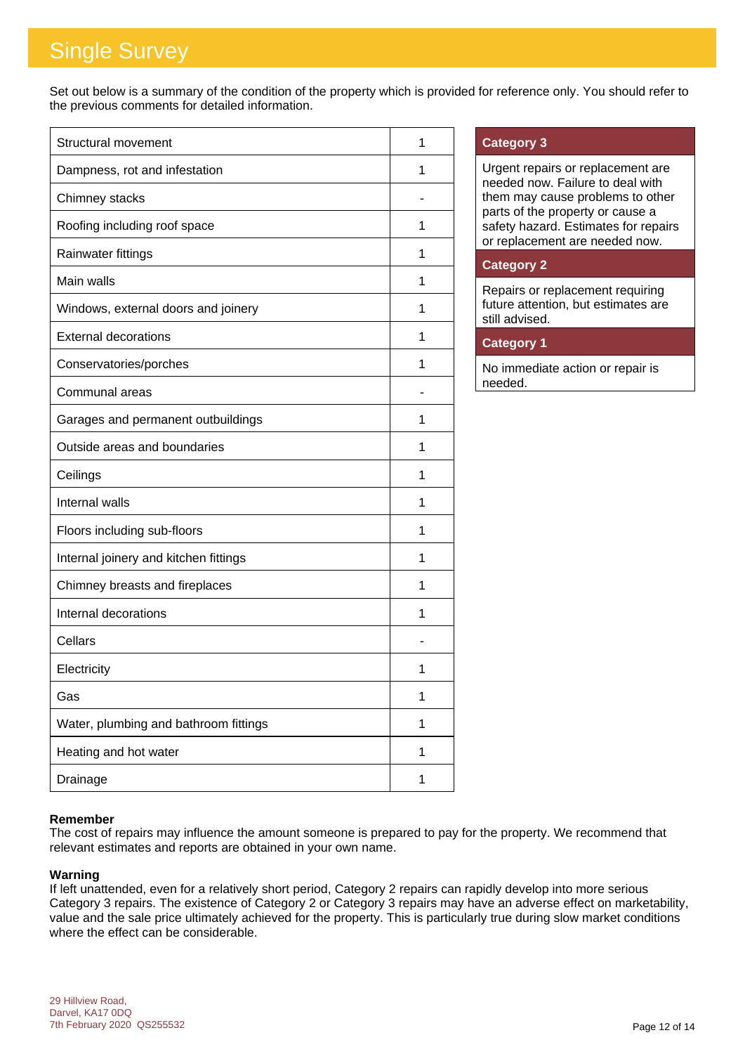# Single Survey

Set out below is a summary of the condition of the property which is provided for reference only. You should refer to the previous comments for detailed information.

| Element | Category |
|---|---|
| Structural movement | 1 |
| Dampness, rot and infestation | 1 |
| Chimney stacks | - |
| Roofing including roof space | 1 |
| Rainwater fittings | 1 |
| Main walls | 1 |
| Windows, external doors and joinery | 1 |
| External decorations | 1 |
| Conservatories/porches | 1 |
| Communal areas | - |
| Garages and permanent outbuildings | 1 |
| Outside areas and boundaries | 1 |
| Ceilings | 1 |
| Internal walls | 1 |
| Floors including sub-floors | 1 |
| Internal joinery and kitchen fittings | 1 |
| Chimney breasts and fireplaces | 1 |
| Internal decorations | 1 |
| Cellars | - |
| Electricity | 1 |
| Gas | 1 |
| Water, plumbing and bathroom fittings | 1 |
| Heating and hot water | 1 |
| Drainage | 1 |

| Category 3 |
|---|
| Urgent repairs or replacement are needed now. Failure to deal with them may cause problems to other parts of the property or cause a safety hazard. Estimates for repairs or replacement are needed now. |
| **Category 2** |
| Repairs or replacement requiring future attention, but estimates are still advised. |
| **Category 1** |
| No immediate action or repair is needed. |

**Remember**

The cost of repairs may influence the amount someone is prepared to pay for the property. We recommend that relevant estimates and reports are obtained in your own name.

**Warning**

If left unattended, even for a relatively short period, Category 2 repairs can rapidly develop into more serious Category 3 repairs. The existence of Category 2 or Category 3 repairs may have an adverse effect on marketability, value and the sale price ultimately achieved for the property. This is particularly true during slow market conditions where the effect can be considerable.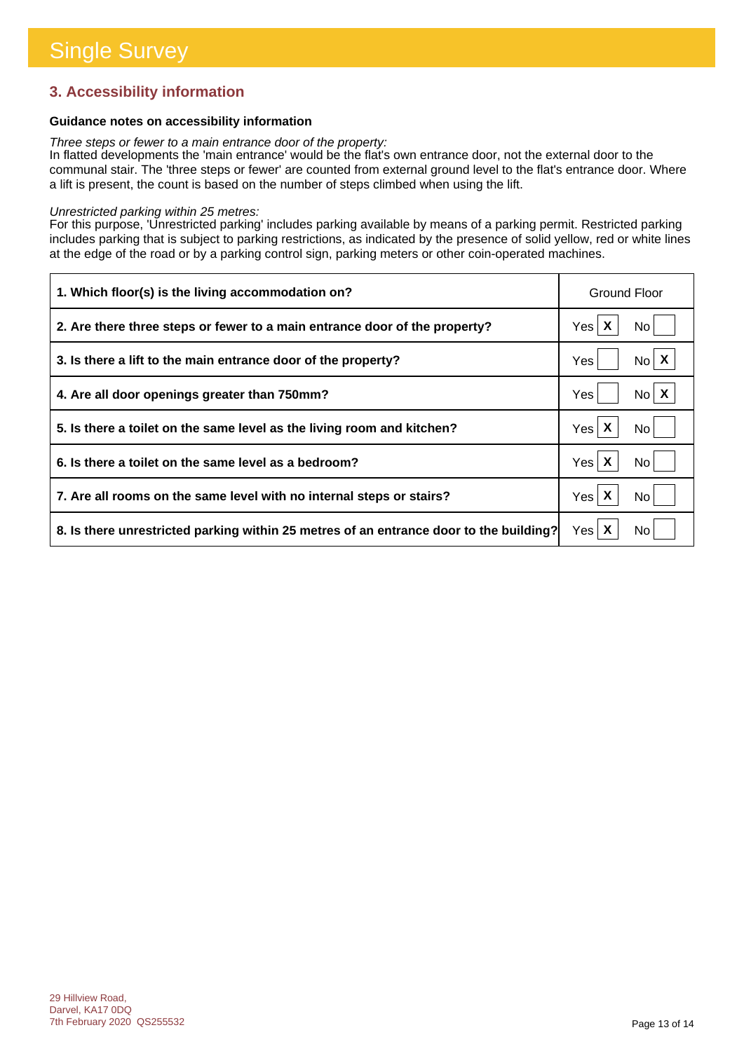# Single Survey

## 3. Accessibility information

**Guidance notes on accessibility information**

*Three steps or fewer to a main entrance door of the property:*
In flatted developments the 'main entrance' would be the flat's own entrance door, not the external door to the communal stair. The 'three steps or fewer' are counted from external ground level to the flat's entrance door. Where a lift is present, the count is based on the number of steps climbed when using the lift.

*Unrestricted parking within 25 metres:*
For this purpose, 'Unrestricted parking' includes parking available by means of a parking permit. Restricted parking includes parking that is subject to parking restrictions, as indicated by the presence of solid yellow, red or white lines at the edge of the road or by a parking control sign, parking meters or other coin-operated machines.

| Question | Answer |
| --- | --- |
| **1. Which floor(s) is the living accommodation on?** | Ground Floor |
| **2. Are there three steps or fewer to a main entrance door of the property?** | Yes [X] No [ ] |
| **3. Is there a lift to the main entrance door of the property?** | Yes [ ] No [X] |
| **4. Are all door openings greater than 750mm?** | Yes [ ] No [X] |
| **5. Is there a toilet on the same level as the living room and kitchen?** | Yes [X] No [ ] |
| **6. Is there a toilet on the same level as a bedroom?** | Yes [X] No [ ] |
| **7. Are all rooms on the same level with no internal steps or stairs?** | Yes [X] No [ ] |
| **8. Is there unrestricted parking within 25 metres of an entrance door to the building?** | Yes [X] No [ ] |

29 Hillview Road,
Darvel, KA17 0DQ
7th February 2020 QS255532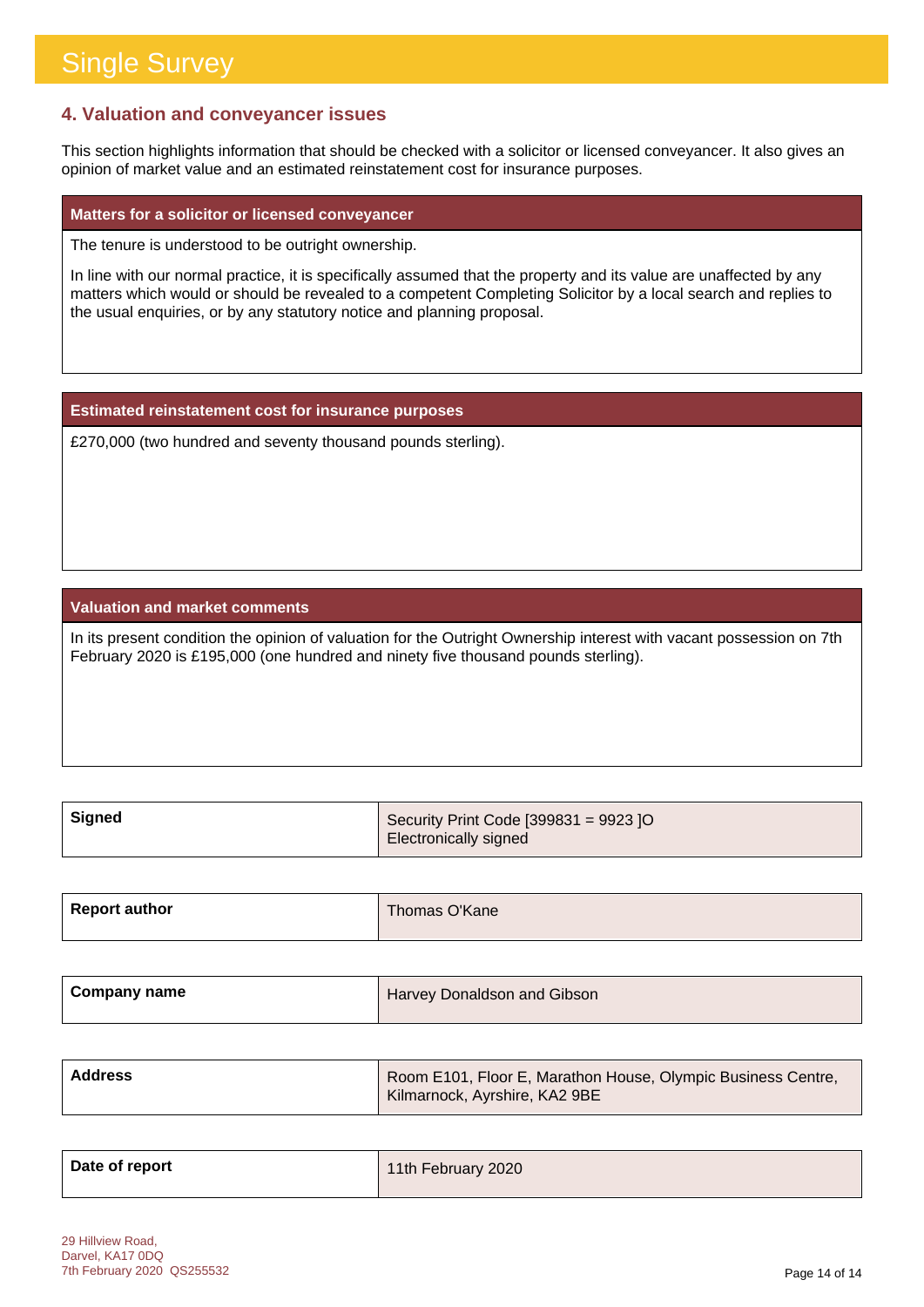# Single Survey

## 4. Valuation and conveyancer issues

This section highlights information that should be checked with a solicitor or licensed conveyancer. It also gives an opinion of market value and an estimated reinstatement cost for insurance purposes.

### Matters for a solicitor or licensed conveyancer

The tenure is understood to be outright ownership.

In line with our normal practice, it is specifically assumed that the property and its value are unaffected by any matters which would or should be revealed to a competent Completing Solicitor by a local search and replies to the usual enquiries, or by any statutory notice and planning proposal.

### Estimated reinstatement cost for insurance purposes

£270,000 (two hundred and seventy thousand pounds sterling).

### Valuation and market comments

In its present condition the opinion of valuation for the Outright Ownership interest with vacant possession on 7th February 2020 is £195,000 (one hundred and ninety five thousand pounds sterling).

| | |
|---|---|
| **Signed** | Security Print Code [399831 = 9923 ]O<br>Electronically signed |
| **Report author** | Thomas O'Kane |
| **Company name** | Harvey Donaldson and Gibson |
| **Address** | Room E101, Floor E, Marathon House, Olympic Business Centre, Kilmarnock, Ayrshire, KA2 9BE |
| **Date of report** | 11th February 2020 |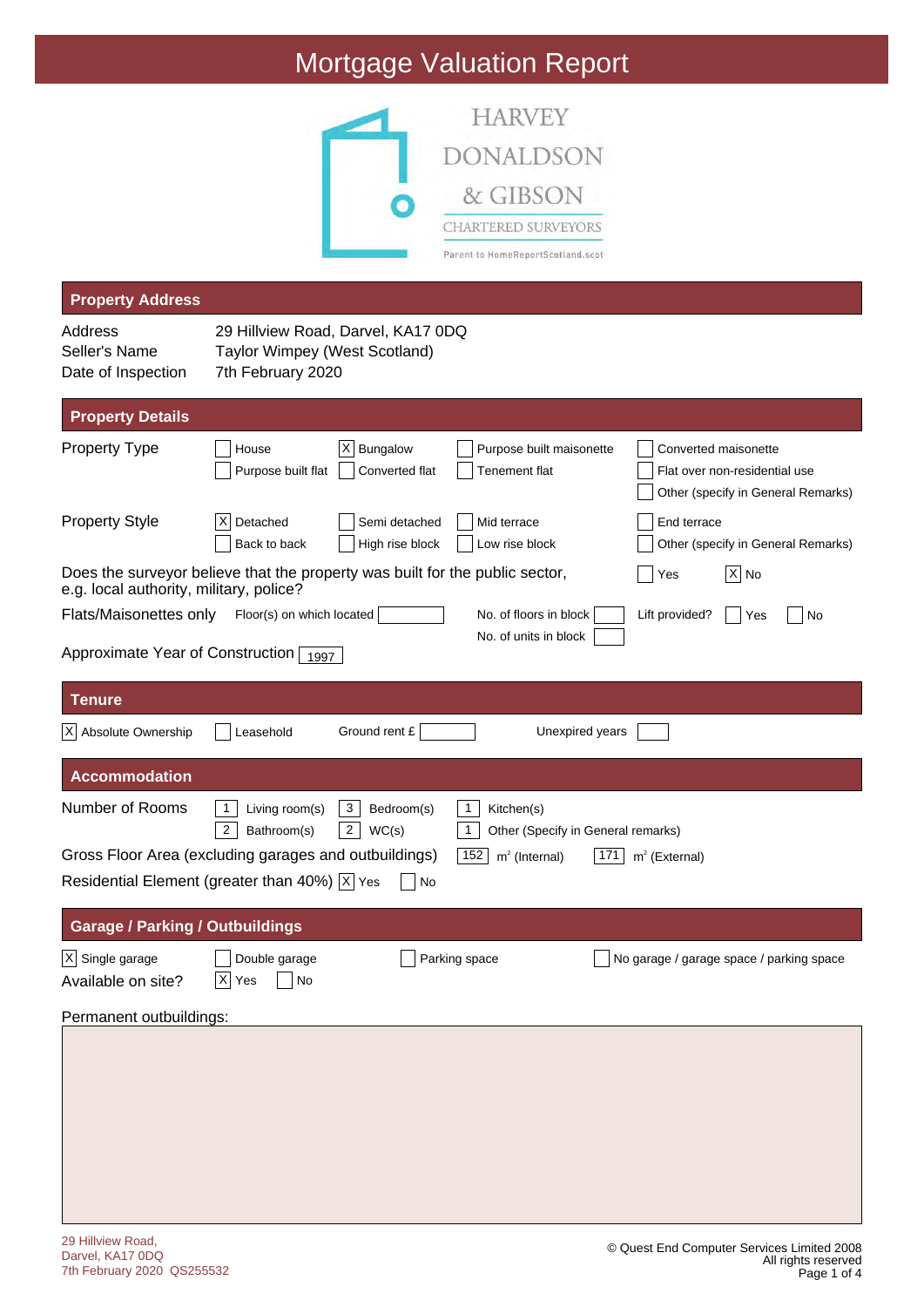# Mortgage Valuation Report

HARVEY DONALDSON & GIBSON
CHARTERED SURVEYORS
Parent to HomeReportScotland.scot

## Property Address

| | |
|---|---|
| Address | 29 Hillview Road, Darvel, KA17 0DQ |
| Seller's Name | Taylor Wimpey (West Scotland) |
| Date of Inspection | 7th February 2020 |

## Property Details

**Property Type**

- [ ] House
- [X] Bungalow
- [ ] Purpose built maisonette
- [ ] Converted maisonette
- [ ] Purpose built flat
- [ ] Converted flat
- [ ] Tenement flat
- [ ] Flat over non-residential use
- [ ] Other (specify in General Remarks)

**Property Style**

- [X] Detached
- [ ] Semi detached
- [ ] Mid terrace
- [ ] End terrace
- [ ] Back to back
- [ ] High rise block
- [ ] Low rise block
- [ ] Other (specify in General Remarks)

Does the surveyor believe that the property was built for the public sector, e.g. local authority, military, police? [ ] Yes [X] No

Flats/Maisonettes only: Floor(s) on which located [ ] No. of floors in block [ ] Lift provided? [ ] Yes [ ] No
No. of units in block [ ]

Approximate Year of Construction: 1997

## Tenure

- [X] Absolute Ownership
- [ ] Leasehold

Ground rent £ [ ] Unexpired years [ ]

## Accommodation

Number of Rooms

| | |
|---|---|
| 1 | Living room(s) |
| 3 | Bedroom(s) |
| 1 | Kitchen(s) |
| 2 | Bathroom(s) |
| 2 | WC(s) |
| 1 | Other (Specify in General remarks) |

Gross Floor Area (excluding garages and outbuildings): 152 m² (Internal) 171 m² (External)

Residential Element (greater than 40%): [X] Yes [ ] No

## Garage / Parking / Outbuildings

- [X] Single garage
- [ ] Double garage
- [ ] Parking space
- [ ] No garage / garage space / parking space

Available on site? [X] Yes [ ] No

Permanent outbuildings: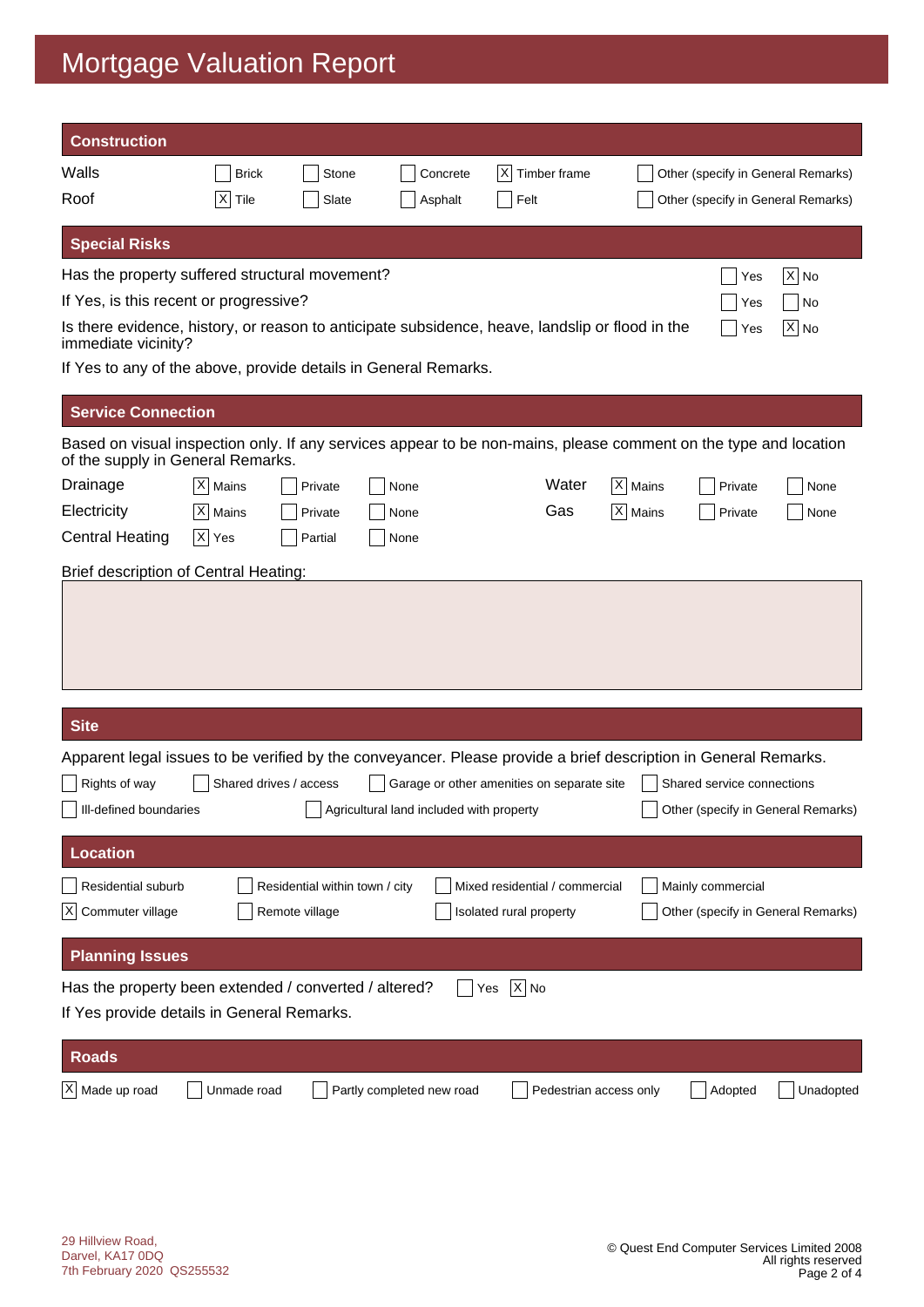# Mortgage Valuation Report

## Construction

| | | | | | |
|---|---|---|---|---|---|
| Walls | [ ] Brick | [ ] Stone | [ ] Concrete | [X] Timber frame | [ ] Other (specify in General Remarks) |
| Roof | [X] Tile | [ ] Slate | [ ] Asphalt | [ ] Felt | [ ] Other (specify in General Remarks) |

## Special Risks

Has the property suffered structural movement? [ ] Yes [X] No

If Yes, is this recent or progressive? [ ] Yes [ ] No

Is there evidence, history, or reason to anticipate subsidence, heave, landslip or flood in the immediate vicinity? [ ] Yes [X] No

If Yes to any of the above, provide details in General Remarks.

## Service Connection

Based on visual inspection only. If any services appear to be non-mains, please comment on the type and location of the supply in General Remarks.

| | | | | | | | |
|---|---|---|---|---|---|---|---|
| Drainage | [X] Mains | [ ] Private | [ ] None | Water | [X] Mains | [ ] Private | [ ] None |
| Electricity | [X] Mains | [ ] Private | [ ] None | Gas | [X] Mains | [ ] Private | [ ] None |
| Central Heating | [X] Yes | [ ] Partial | [ ] None | | | | |

Brief description of Central Heating:

## Site

Apparent legal issues to be verified by the conveyancer. Please provide a brief description in General Remarks.

[ ] Rights of way [ ] Shared drives / access [ ] Garage or other amenities on separate site [ ] Shared service connections

[ ] Ill-defined boundaries [ ] Agricultural land included with property [ ] Other (specify in General Remarks)

## Location

[ ] Residential suburb [ ] Residential within town / city [ ] Mixed residential / commercial [ ] Mainly commercial

[X] Commuter village [ ] Remote village [ ] Isolated rural property [ ] Other (specify in General Remarks)

## Planning Issues

Has the property been extended / converted / altered? [ ] Yes [X] No

If Yes provide details in General Remarks.

## Roads

[X] Made up road [ ] Unmade road [ ] Partly completed new road [ ] Pedestrian access only [ ] Adopted [ ] Unadopted

29 Hillview Road,
Darvel, KA17 0DQ
7th February 2020 QS255532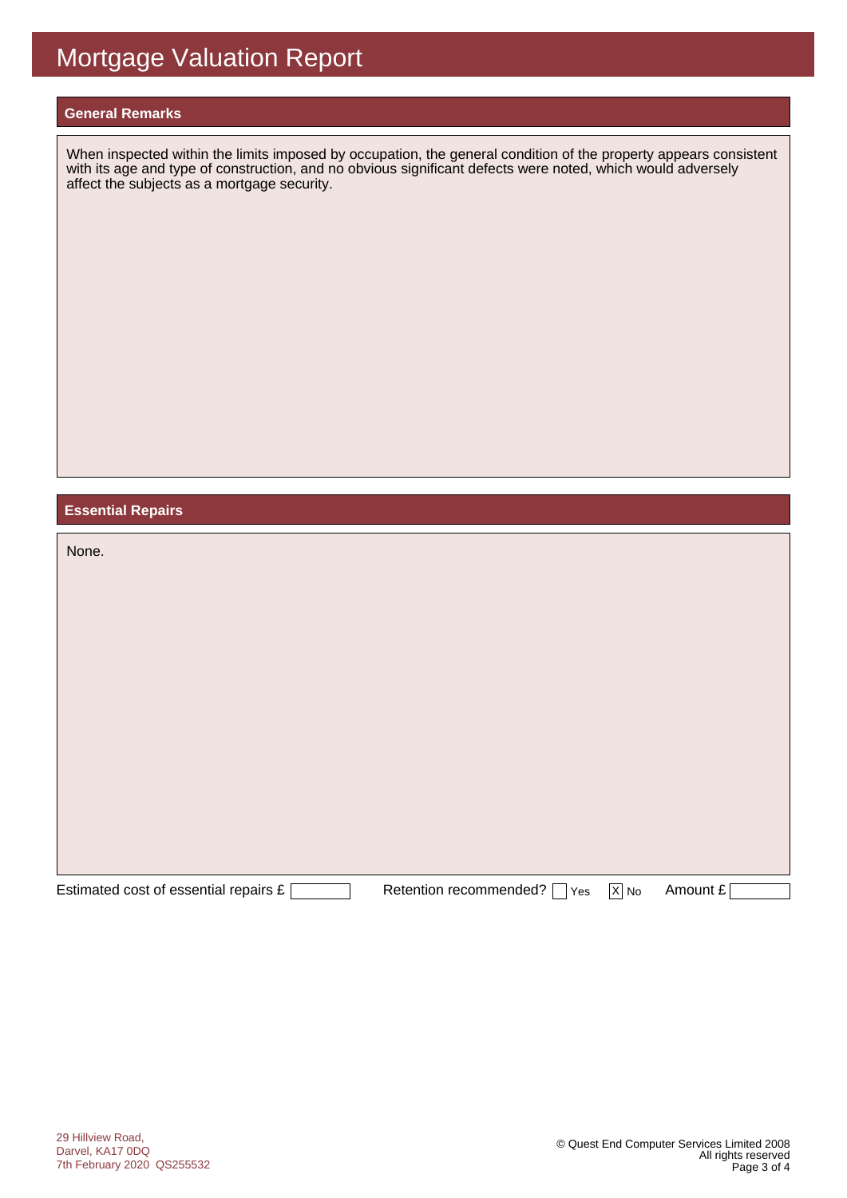# Mortgage Valuation Report

## General Remarks

When inspected within the limits imposed by occupation, the general condition of the property appears consistent with its age and type of construction, and no obvious significant defects were noted, which would adversely affect the subjects as a mortgage security.

## Essential Repairs

None.

Estimated cost of essential repairs £ [ ]    Retention recommended? [ ] Yes [X] No    Amount £ [ ]

29 Hillview Road,
Darvel, KA17 0DQ
7th February 2020 QS255532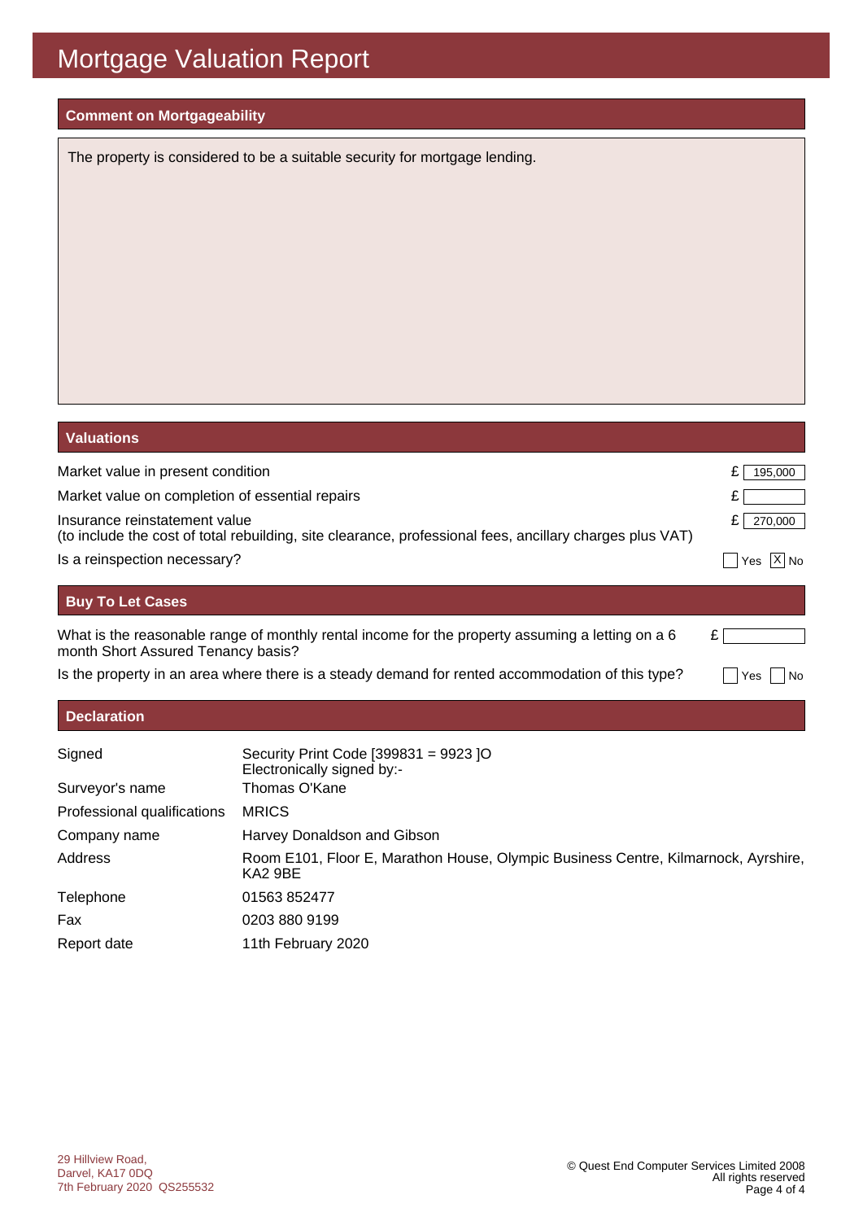# Mortgage Valuation Report

## Comment on Mortgageability

The property is considered to be a suitable security for mortgage lending.

## Valuations

| | |
|---|---|
| Market value in present condition | £ 195,000 |
| Market value on completion of essential repairs | £ |
| Insurance reinstatement value<br>(to include the cost of total rebuilding, site clearance, professional fees, ancillary charges plus VAT) | £ 270,000 |
| Is a reinspection necessary? | [ ] Yes [X] No |

## Buy To Let Cases

| | |
|---|---|
| What is the reasonable range of monthly rental income for the property assuming a letting on a 6 month Short Assured Tenancy basis? | £ |
| Is the property in an area where there is a steady demand for rented accommodation of this type? | [ ] Yes [ ] No |

## Declaration

| | |
|---|---|
| Signed | Security Print Code [399831 = 9923 ]O<br>Electronically signed by:- |
| Surveyor's name | Thomas O'Kane |
| Professional qualifications | MRICS |
| Company name | Harvey Donaldson and Gibson |
| Address | Room E101, Floor E, Marathon House, Olympic Business Centre, Kilmarnock, Ayrshire, KA2 9BE |
| Telephone | 01563 852477 |
| Fax | 0203 880 9199 |
| Report date | 11th February 2020 |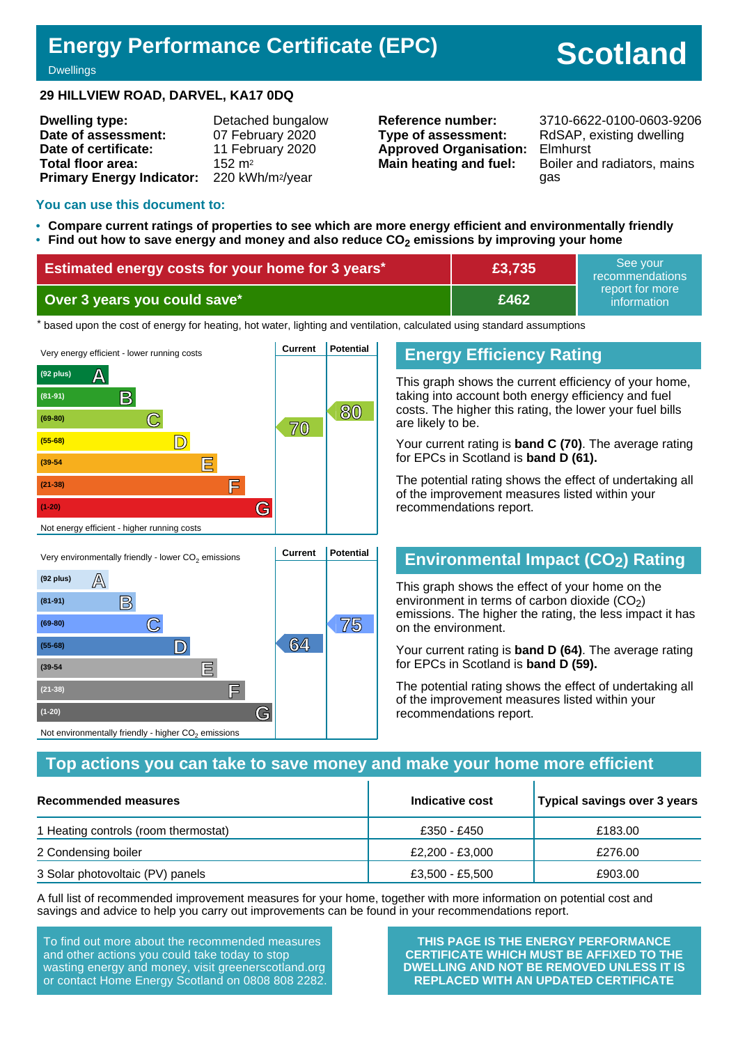# Energy Performance Certificate (EPC)

Dwellings

**Scotland**

**29 HILLVIEW ROAD, DARVEL, KA17 0DQ**

| | | | |
|---|---|---|---|
| **Dwelling type:** | Detached bungalow | **Reference number:** | 3710-6622-0100-0603-9206 |
| **Date of assessment:** | 07 February 2020 | **Type of assessment:** | RdSAP, existing dwelling |
| **Date of certificate:** | 11 February 2020 | **Approved Organisation:** | Elmhurst |
| **Total floor area:** | 152 m² | **Main heating and fuel:** | Boiler and radiators, mains gas |
| **Primary Energy Indicator:** | 220 kWh/m²/year | | |

## You can use this document to:

- **Compare current ratings of properties to see which are more energy efficient and environmentally friendly**
- **Find out how to save energy and money and also reduce $CO_2$ emissions by improving your home**

| | | |
|---|---|---|
| **Estimated energy costs for your home for 3 years*** | **£3,735** | See your recommendations report for more information |
| **Over 3 years you could save*** | **£462** | |

\* based upon the cost of energy for heating, hot water, lighting and ventilation, calculated using standard assumptions

| Energy Efficiency Rating | Current | Potential |
|---|---|---|
| Very energy efficient - lower running costs | | |
| (92 plus) A | | |
| (81-91) B | | |
| (69-80) C | 70 | 80 |
| (55-68) D | | |
| (39-54) E | | |
| (21-38) F | | |
| (1-20) G | | |
| Not energy efficient - higher running costs | | |

## Energy Efficiency Rating

This graph shows the current efficiency of your home, taking into account both energy efficiency and fuel costs. The higher this rating, the lower your fuel bills are likely to be.

Your current rating is **band C (70)**. The average rating for EPCs in Scotland is **band D (61).**

The potential rating shows the effect of undertaking all of the improvement measures listed within your recommendations report.

| Environmental Impact ($CO_2$) Rating | Current | Potential |
|---|---|---|
| Very environmentally friendly - lower $CO_2$ emissions | | |
| (92 plus) A | | |
| (81-91) B | | |
| (69-80) C | | 75 |
| (55-68) D | 64 | |
| (39-54) E | | |
| (21-38) F | | |
| (1-20) G | | |
| Not environmentally friendly - higher $CO_2$ emissions | | |

## Environmental Impact ($CO_2$) Rating

This graph shows the effect of your home on the environment in terms of carbon dioxide ($CO_2$) emissions. The higher the rating, the less impact it has on the environment.

Your current rating is **band D (64)**. The average rating for EPCs in Scotland is **band D (59).**

The potential rating shows the effect of undertaking all of the improvement measures listed within your recommendations report.

## Top actions you can take to save money and make your home more efficient

| Recommended measures | Indicative cost | Typical savings over 3 years |
|---|---|---|
| 1 Heating controls (room thermostat) | £350 - £450 | £183.00 |
| 2 Condensing boiler | £2,200 - £3,000 | £276.00 |
| 3 Solar photovoltaic (PV) panels | £3,500 - £5,500 | £903.00 |

A full list of recommended improvement measures for your home, together with more information on potential cost and savings and advice to help you carry out improvements can be found in your recommendations report.

To find out more about the recommended measures and other actions you could take today to stop wasting energy and money, visit greenerscotland.org or contact Home Energy Scotland on 0808 808 2282.

**THIS PAGE IS THE ENERGY PERFORMANCE CERTIFICATE WHICH MUST BE AFFIXED TO THE DWELLING AND NOT BE REMOVED UNLESS IT IS REPLACED WITH AN UPDATED CERTIFICATE**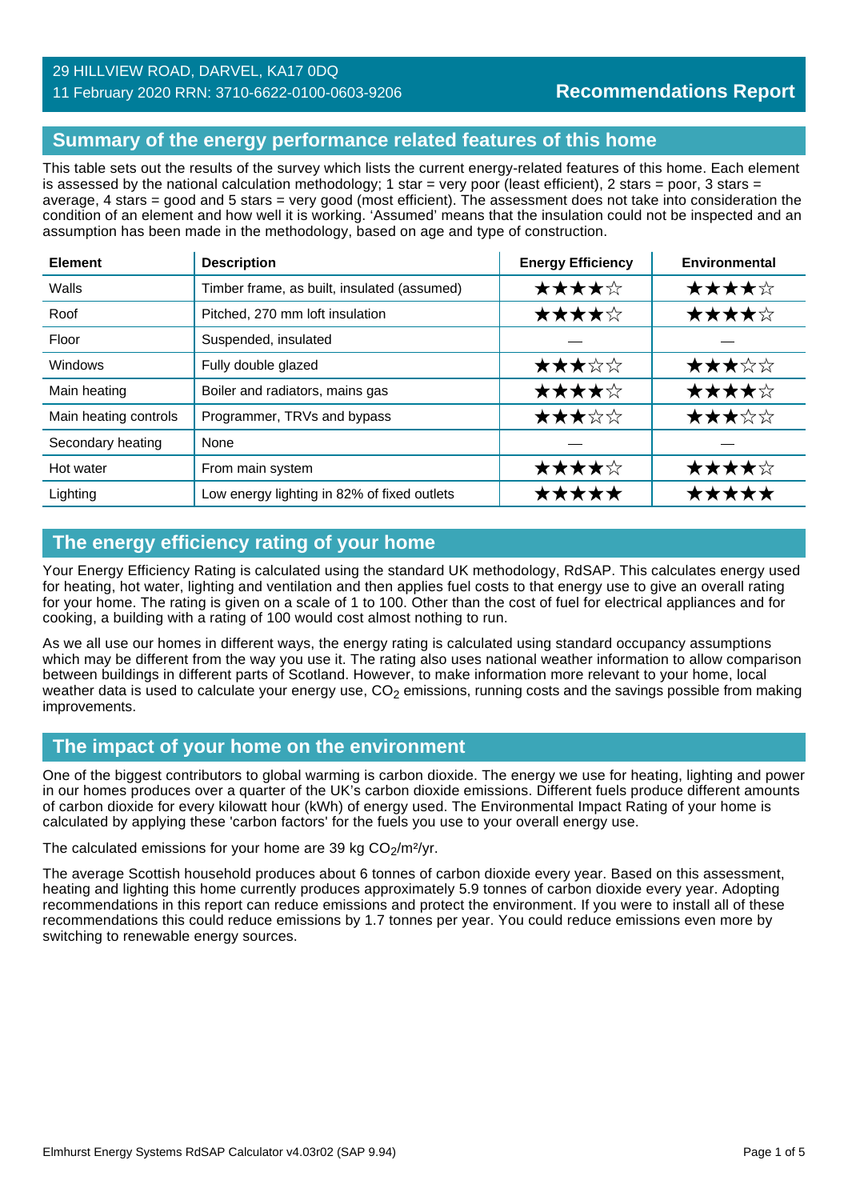29 HILLVIEW ROAD, DARVEL, KA17 0DQ
11 February 2020 RRN: 3710-6622-0100-0603-9206

**Recommendations Report**

## Summary of the energy performance related features of this home

This table sets out the results of the survey which lists the current energy-related features of this home. Each element is assessed by the national calculation methodology; 1 star = very poor (least efficient), 2 stars = poor, 3 stars = average, 4 stars = good and 5 stars = very good (most efficient). The assessment does not take into consideration the condition of an element and how well it is working. 'Assumed' means that the insulation could not be inspected and an assumption has been made in the methodology, based on age and type of construction.

| Element | Description | Energy Efficiency | Environmental |
|---|---|---|---|
| Walls | Timber frame, as built, insulated (assumed) | ★★★★☆ | ★★★★☆ |
| Roof | Pitched, 270 mm loft insulation | ★★★★☆ | ★★★★☆ |
| Floor | Suspended, insulated | — | — |
| Windows | Fully double glazed | ★★★☆☆ | ★★★☆☆ |
| Main heating | Boiler and radiators, mains gas | ★★★★☆ | ★★★★☆ |
| Main heating controls | Programmer, TRVs and bypass | ★★★☆☆ | ★★★☆☆ |
| Secondary heating | None | — | — |
| Hot water | From main system | ★★★★☆ | ★★★★☆ |
| Lighting | Low energy lighting in 82% of fixed outlets | ★★★★★ | ★★★★★ |

## The energy efficiency rating of your home

Your Energy Efficiency Rating is calculated using the standard UK methodology, RdSAP. This calculates energy used for heating, hot water, lighting and ventilation and then applies fuel costs to that energy use to give an overall rating for your home. The rating is given on a scale of 1 to 100. Other than the cost of fuel for electrical appliances and for cooking, a building with a rating of 100 would cost almost nothing to run.

As we all use our homes in different ways, the energy rating is calculated using standard occupancy assumptions which may be different from the way you use it. The rating also uses national weather information to allow comparison between buildings in different parts of Scotland. However, to make information more relevant to your home, local weather data is used to calculate your energy use, $CO_2$ emissions, running costs and the savings possible from making improvements.

## The impact of your home on the environment

One of the biggest contributors to global warming is carbon dioxide. The energy we use for heating, lighting and power in our homes produces over a quarter of the UK's carbon dioxide emissions. Different fuels produce different amounts of carbon dioxide for every kilowatt hour (kWh) of energy used. The Environmental Impact Rating of your home is calculated by applying these 'carbon factors' for the fuels you use to your overall energy use.

The calculated emissions for your home are 39 kg $CO_2/m^2/yr$.

The average Scottish household produces about 6 tonnes of carbon dioxide every year. Based on this assessment, heating and lighting this home currently produces approximately 5.9 tonnes of carbon dioxide every year. Adopting recommendations in this report can reduce emissions and protect the environment. If you were to install all of these recommendations this could reduce emissions by 1.7 tonnes per year. You could reduce emissions even more by switching to renewable energy sources.

Elmhurst Energy Systems RdSAP Calculator v4.03r02 (SAP 9.94)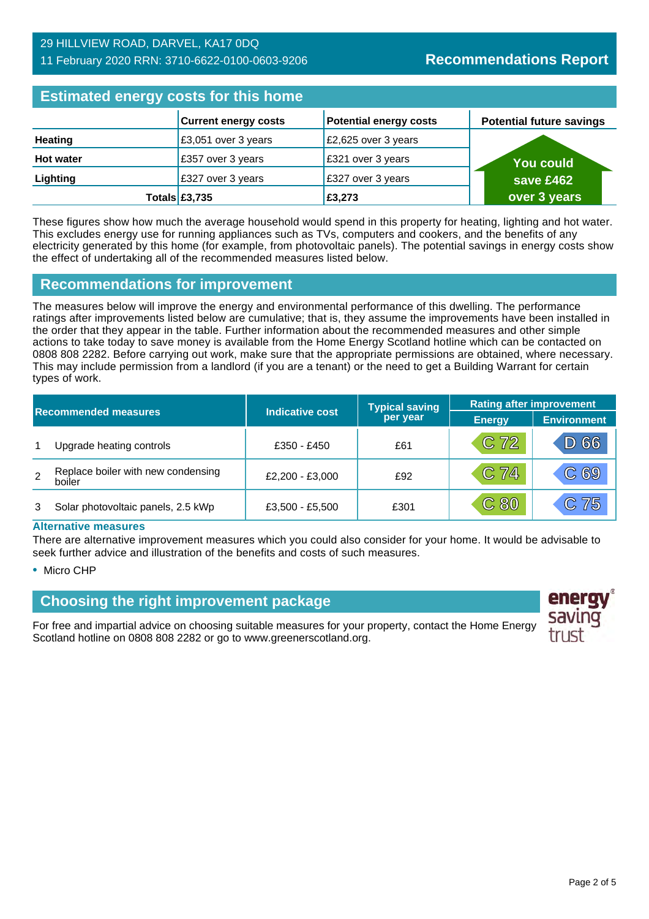29 HILLVIEW ROAD, DARVEL, KA17 0DQ
11 February 2020 RRN: 3710-6622-0100-0603-9206

# Recommendations Report

## Estimated energy costs for this home

| | Current energy costs | Potential energy costs | Potential future savings |
|---|---|---|---|
| Heating | £3,051 over 3 years | £2,625 over 3 years | You could save £462 over 3 years |
| Hot water | £357 over 3 years | £321 over 3 years | |
| Lighting | £327 over 3 years | £327 over 3 years | |
| Totals | £3,735 | £3,273 | |

These figures show how much the average household would spend in this property for heating, lighting and hot water. This excludes energy use for running appliances such as TVs, computers and cookers, and the benefits of any electricity generated by this home (for example, from photovoltaic panels). The potential savings in energy costs show the effect of undertaking all of the recommended measures listed below.

## Recommendations for improvement

The measures below will improve the energy and environmental performance of this dwelling. The performance ratings after improvements listed below are cumulative; that is, they assume the improvements have been installed in the order that they appear in the table. Further information about the recommended measures and other simple actions to take today to save money is available from the Home Energy Scotland hotline which can be contacted on 0808 808 2282. Before carrying out work, make sure that the appropriate permissions are obtained, where necessary. This may include permission from a landlord (if you are a tenant) or the need to get a Building Warrant for certain types of work.

| Recommended measures | | Indicative cost | Typical saving per year | Rating after improvement | |
|---|---|---|---|---|---|
| | | | | Energy | Environment |
| 1 | Upgrade heating controls | £350 - £450 | £61 | C 72 | D 66 |
| 2 | Replace boiler with new condensing boiler | £2,200 - £3,000 | £92 | C 74 | C 69 |
| 3 | Solar photovoltaic panels, 2.5 kWp | £3,500 - £5,500 | £301 | C 80 | C 75 |

### Alternative measures

There are alternative improvement measures which you could also consider for your home. It would be advisable to seek further advice and illustration of the benefits and costs of such measures.

- Micro CHP

## Choosing the right improvement package

For free and impartial advice on choosing suitable measures for your property, contact the Home Energy Scotland hotline on 0808 808 2282 or go to www.greenerscotland.org.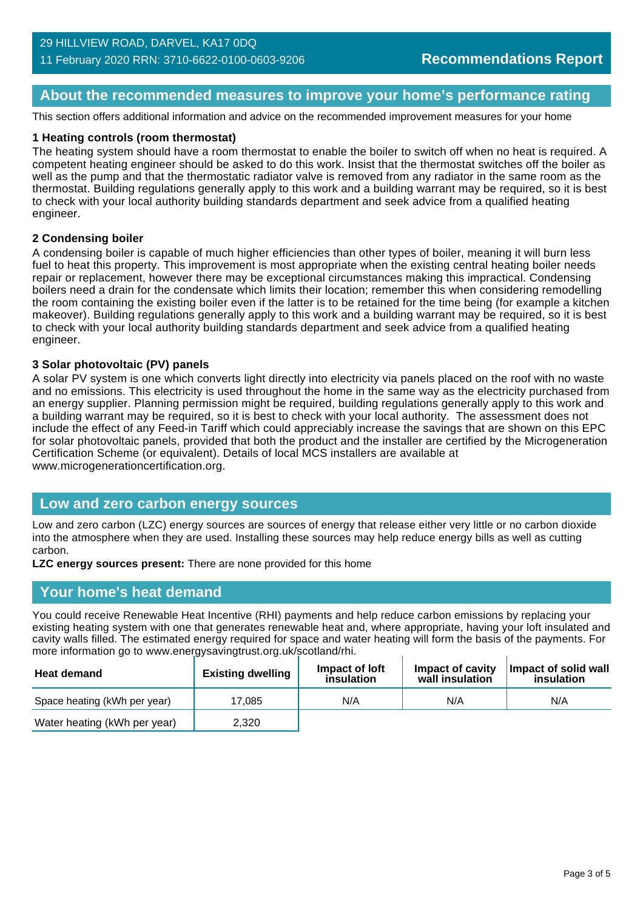29 HILLVIEW ROAD, DARVEL, KA17 0DQ
11 February 2020 RRN: 3710-6622-0100-0603-9206

**Recommendations Report**

## About the recommended measures to improve your home's performance rating

This section offers additional information and advice on the recommended improvement measures for your home

### 1 Heating controls (room thermostat)

The heating system should have a room thermostat to enable the boiler to switch off when no heat is required. A competent heating engineer should be asked to do this work. Insist that the thermostat switches off the boiler as well as the pump and that the thermostatic radiator valve is removed from any radiator in the same room as the thermostat. Building regulations generally apply to this work and a building warrant may be required, so it is best to check with your local authority building standards department and seek advice from a qualified heating engineer.

### 2 Condensing boiler

A condensing boiler is capable of much higher efficiencies than other types of boiler, meaning it will burn less fuel to heat this property. This improvement is most appropriate when the existing central heating boiler needs repair or replacement, however there may be exceptional circumstances making this impractical. Condensing boilers need a drain for the condensate which limits their location; remember this when considering remodelling the room containing the existing boiler even if the latter is to be retained for the time being (for example a kitchen makeover). Building regulations generally apply to this work and a building warrant may be required, so it is best to check with your local authority building standards department and seek advice from a qualified heating engineer.

### 3 Solar photovoltaic (PV) panels

A solar PV system is one which converts light directly into electricity via panels placed on the roof with no waste and no emissions. This electricity is used throughout the home in the same way as the electricity purchased from an energy supplier. Planning permission might be required, building regulations generally apply to this work and a building warrant may be required, so it is best to check with your local authority. The assessment does not include the effect of any Feed-in Tariff which could appreciably increase the savings that are shown on this EPC for solar photovoltaic panels, provided that both the product and the installer are certified by the Microgeneration Certification Scheme (or equivalent). Details of local MCS installers are available at www.microgenerationcertification.org.

## Low and zero carbon energy sources

Low and zero carbon (LZC) energy sources are sources of energy that release either very little or no carbon dioxide into the atmosphere when they are used. Installing these sources may help reduce energy bills as well as cutting carbon.

**LZC energy sources present:** There are none provided for this home

## Your home's heat demand

You could receive Renewable Heat Incentive (RHI) payments and help reduce carbon emissions by replacing your existing heating system with one that generates renewable heat and, where appropriate, having your loft insulated and cavity walls filled. The estimated energy required for space and water heating will form the basis of the payments. For more information go to www.energysavingtrust.org.uk/scotland/rhi.

| Heat demand | Existing dwelling | Impact of loft insulation | Impact of cavity wall insulation | Impact of solid wall insulation |
|---|---|---|---|---|
| Space heating (kWh per year) | 17,085 | N/A | N/A | N/A |
| Water heating (kWh per year) | 2,320 | | | |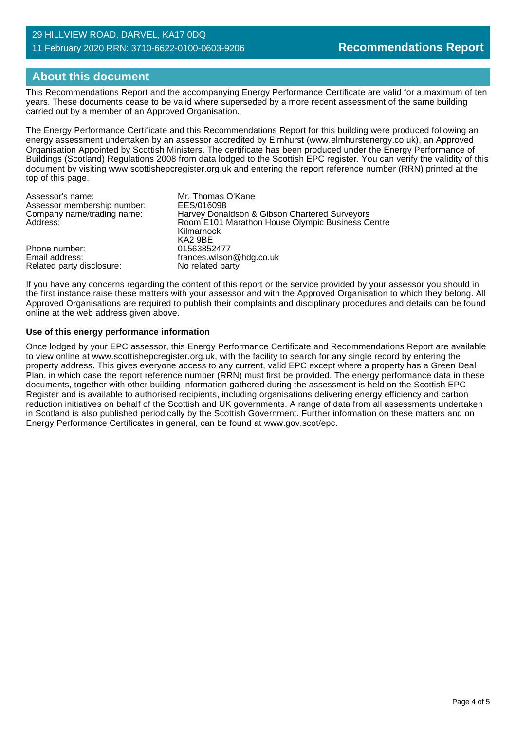## About this document

This Recommendations Report and the accompanying Energy Performance Certificate are valid for a maximum of ten years. These documents cease to be valid where superseded by a more recent assessment of the same building carried out by a member of an Approved Organisation.

The Energy Performance Certificate and this Recommendations Report for this building were produced following an energy assessment undertaken by an assessor accredited by Elmhurst (www.elmhurstenergy.co.uk), an Approved Organisation Appointed by Scottish Ministers. The certificate has been produced under the Energy Performance of Buildings (Scotland) Regulations 2008 from data lodged to the Scottish EPC register. You can verify the validity of this document by visiting www.scottishepcregister.org.uk and entering the report reference number (RRN) printed at the top of this page.

| | |
|---|---|
| Assessor's name: | Mr. Thomas O'Kane |
| Assessor membership number: | EES/016098 |
| Company name/trading name: | Harvey Donaldson & Gibson Chartered Surveyors |
| Address: | Room E101 Marathon House Olympic Business Centre<br>Kilmarnock<br>KA2 9BE |
| Phone number: | 01563852477 |
| Email address: | frances.wilson@hdg.co.uk |
| Related party disclosure: | No related party |

If you have any concerns regarding the content of this report or the service provided by your assessor you should in the first instance raise these matters with your assessor and with the Approved Organisation to which they belong. All Approved Organisations are required to publish their complaints and disciplinary procedures and details can be found online at the web address given above.

**Use of this energy performance information**

Once lodged by your EPC assessor, this Energy Performance Certificate and Recommendations Report are available to view online at www.scottishepcregister.org.uk, with the facility to search for any single record by entering the property address. This gives everyone access to any current, valid EPC except where a property has a Green Deal Plan, in which case the report reference number (RRN) must first be provided. The energy performance data in these documents, together with other building information gathered during the assessment is held on the Scottish EPC Register and is available to authorised recipients, including organisations delivering energy efficiency and carbon reduction initiatives on behalf of the Scottish and UK governments. A range of data from all assessments undertaken in Scotland is also published periodically by the Scottish Government. Further information on these matters and on Energy Performance Certificates in general, can be found at www.gov.scot/epc.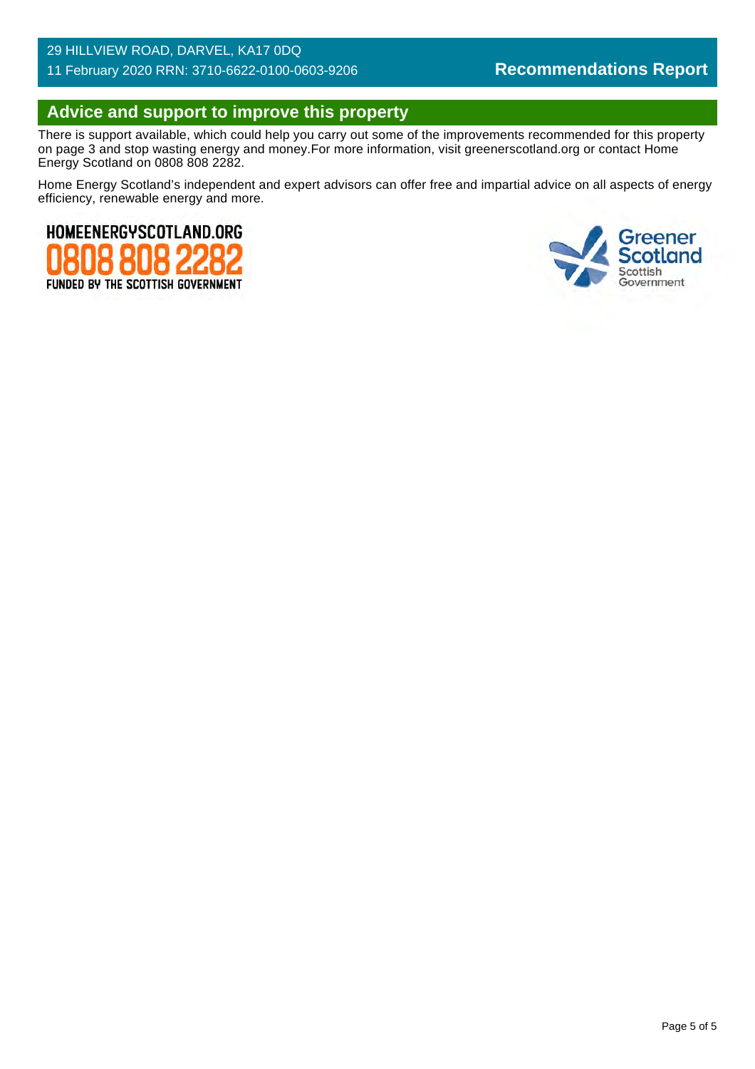## Advice and support to improve this property

There is support available, which could help you carry out some of the improvements recommended for this property on page 3 and stop wasting energy and money.For more information, visit greenerscotland.org or contact Home Energy Scotland on 0808 808 2282.

Home Energy Scotland's independent and expert advisors can offer free and impartial advice on all aspects of energy efficiency, renewable energy and more.

HOMEENERGYSCOTLAND.ORG
0808 808 2282
FUNDED BY THE SCOTTISH GOVERNMENT

Greener Scotland
Scottish Government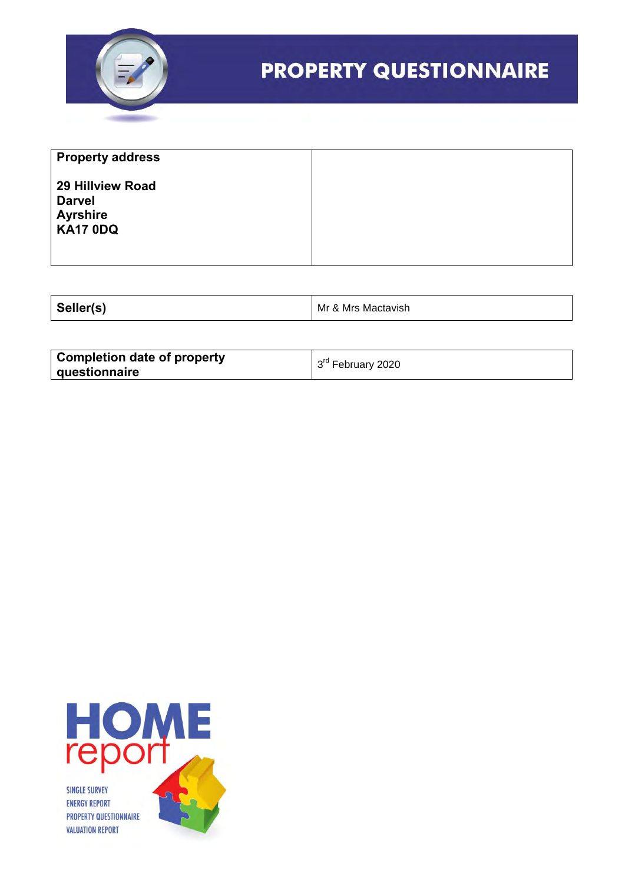# PROPERTY QUESTIONNAIRE

| Property address<br><br>29 Hillview Road<br>Darvel<br>Ayrshire<br>KA17 0DQ | |
|---|---|

| Seller(s) | Mr & Mrs Mactavish |
|---|---|

| Completion date of property questionnaire | 3rd February 2020 |
|---|---|

HOME report

SINGLE SURVEY
ENERGY REPORT
PROPERTY QUESTIONNAIRE
VALUATION REPORT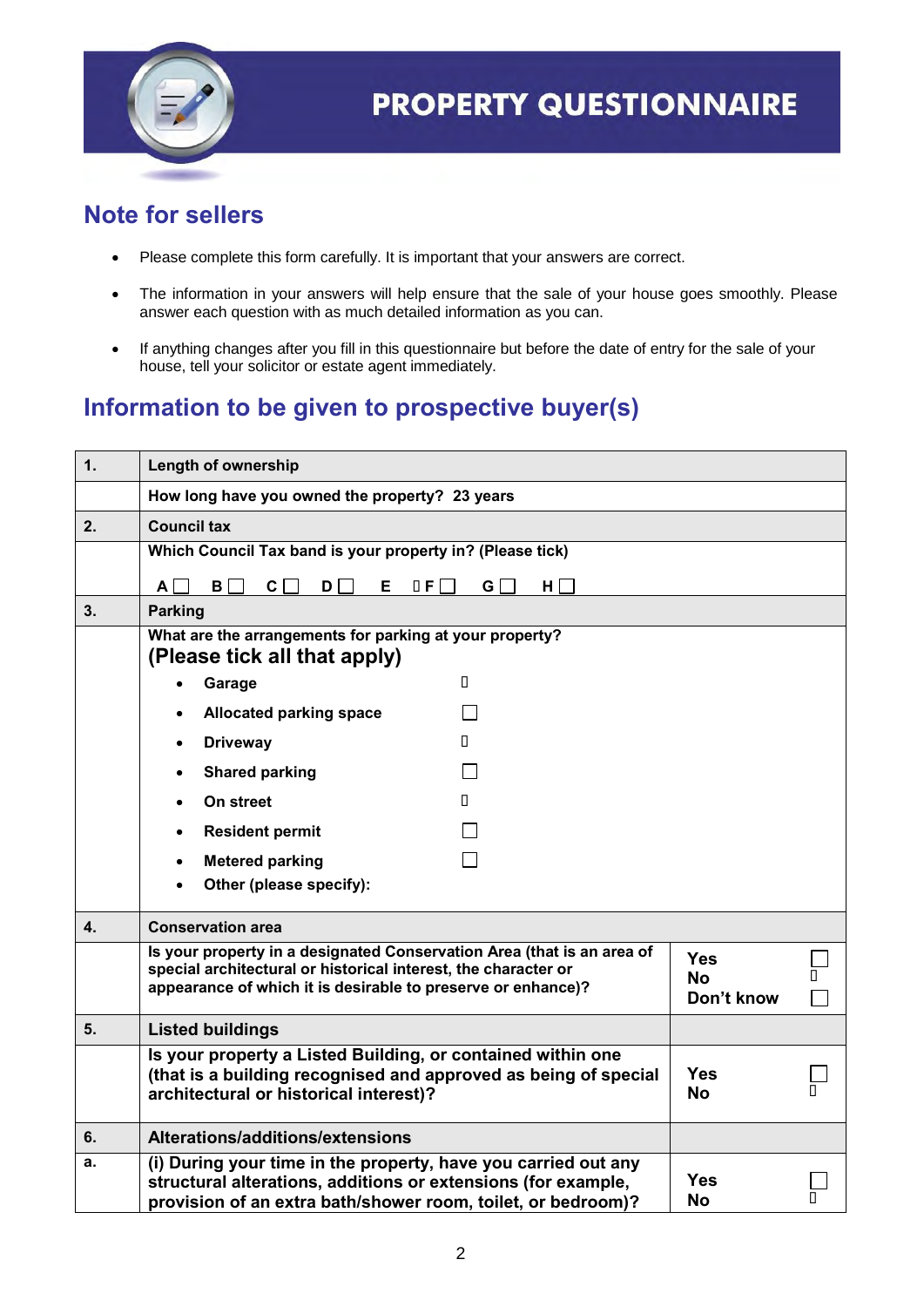# PROPERTY QUESTIONNAIRE

## Note for sellers

- Please complete this form carefully. It is important that your answers are correct.
- The information in your answers will help ensure that the sale of your house goes smoothly. Please answer each question with as much detailed information as you can.
- If anything changes after you fill in this questionnaire but before the date of entry for the sale of your house, tell your solicitor or estate agent immediately.

## Information to be given to prospective buyer(s)

| | | |
|---|---|---|
| **1.** | **Length of ownership** | |
| | **How long have you owned the property? 23 years** | |
| **2.** | **Council tax** | |
| | **Which Council Tax band is your property in? (Please tick)**<br><br>**A ☐ B ☐ C ☐ D ☐ E ▯ F ☐ G ☐ H ☐** | |
| **3.** | **Parking** | |
| | **What are the arrangements for parking at your property?**<br>**(Please tick all that apply)**<br>• **Garage** ▯<br>• **Allocated parking space** ☐<br>• **Driveway** ▯<br>• **Shared parking** ☐<br>• **On street** ▯<br>• **Resident permit** ☐<br>• **Metered parking** ☐<br>• **Other (please specify):** | |
| **4.** | **Conservation area** | |
| | **Is your property in a designated Conservation Area (that is an area of special architectural or historical interest, the character or appearance of which it is desirable to preserve or enhance)?** | **Yes** ☐<br>**No** ▯<br>**Don't know** ☐ |
| **5.** | **Listed buildings** | |
| | **Is your property a Listed Building, or contained within one (that is a building recognised and approved as being of special architectural or historical interest)?** | **Yes** ☐<br>**No** ▯ |
| **6.** | **Alterations/additions/extensions** | |
| **a.** | **(i) During your time in the property, have you carried out any structural alterations, additions or extensions (for example, provision of an extra bath/shower room, toilet, or bedroom)?** | **Yes** ☐<br>**No** ▯ |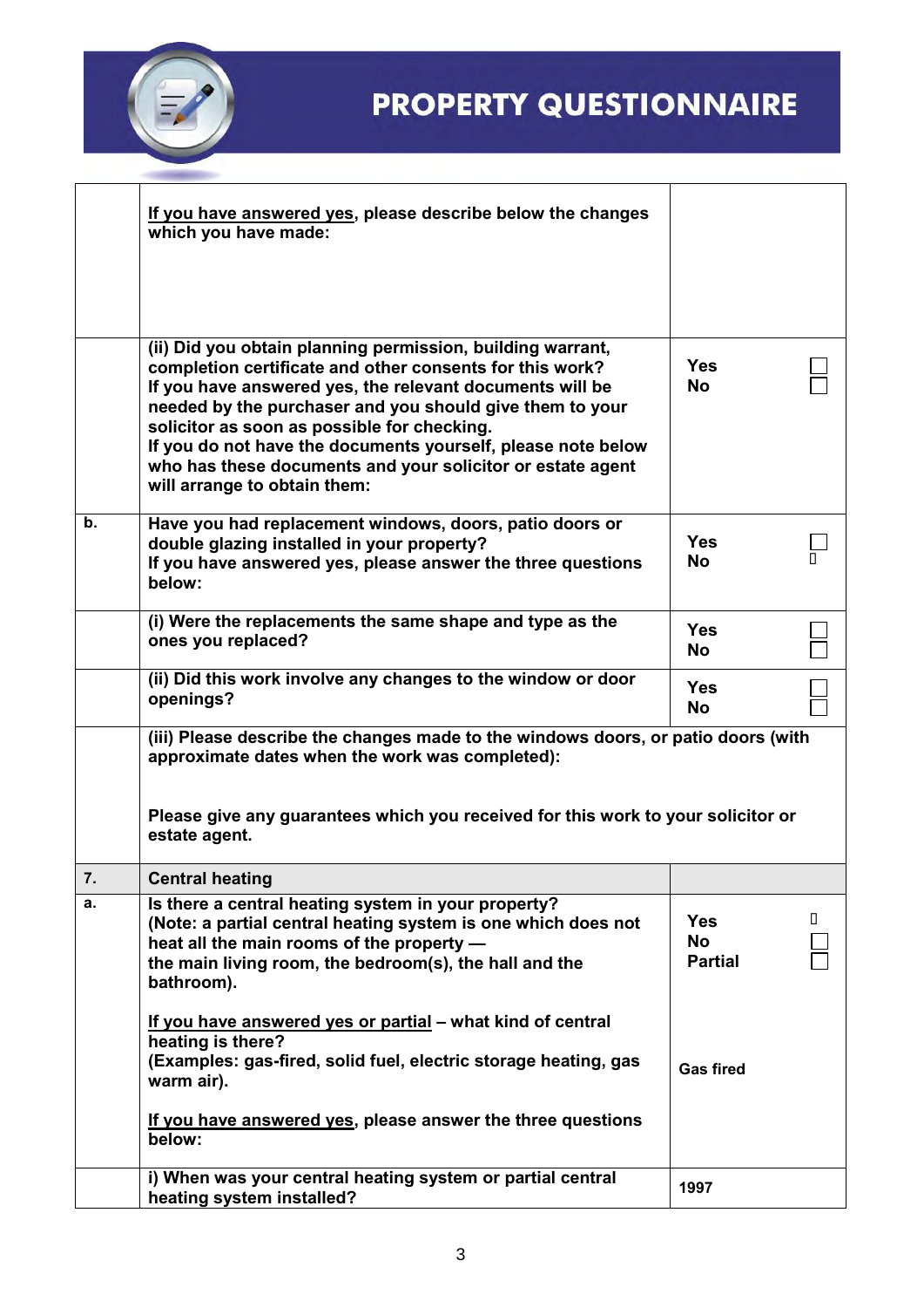# PROPERTY QUESTIONNAIRE

| | | |
|---|---|---|
| | **<u>If you have answered yes</u>, please describe below the changes which you have made:** | |
| | **(ii) Did you obtain planning permission, building warrant, completion certificate and other consents for this work?**<br>**If you have answered yes, the relevant documents will be needed by the purchaser and you should give them to your solicitor as soon as possible for checking.**<br>**If you do not have the documents yourself, please note below who has these documents and your solicitor or estate agent will arrange to obtain them:** | **Yes** ☐<br>**No** ☐ |
| **b.** | **Have you had replacement windows, doors, patio doors or double glazing installed in your property?**<br>**If you have answered yes, please answer the three questions below:** | **Yes** ☐<br>**No** ▯ |
| | **(i) Were the replacements the same shape and type as the ones you replaced?** | **Yes** ☐<br>**No** ☐ |
| | **(ii) Did this work involve any changes to the window or door openings?** | **Yes** ☐<br>**No** ☐ |
| | **(iii) Please describe the changes made to the windows doors, or patio doors (with approximate dates when the work was completed):**<br><br>**Please give any guarantees which you received for this work to your solicitor or estate agent.** | |
| **7.** | **Central heating** | |
| **a.** | **Is there a central heating system in your property?**<br>**(Note: a partial central heating system is one which does not heat all the main rooms of the property — the main living room, the bedroom(s), the hall and the bathroom).**<br><br>**<u>If you have answered yes or partial</u> – what kind of central heating is there?**<br>**(Examples: gas-fired, solid fuel, electric storage heating, gas warm air).**<br><br>**<u>If you have answered yes</u>, please answer the three questions below:** | **Yes** ▯<br>**No** ☐<br>**Partial** ☐<br><br>**Gas fired** |
| | **i) When was your central heating system or partial central heating system installed?** | **1997** |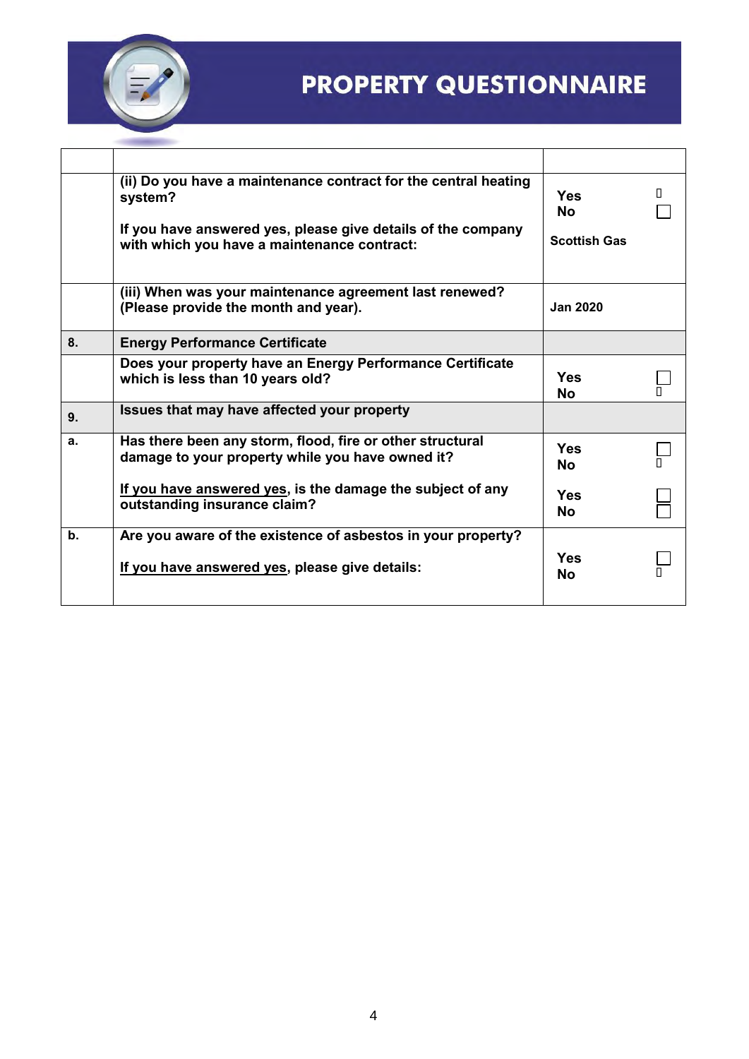# PROPERTY QUESTIONNAIRE

| | | |
|---|---|---|
| | (ii) Do you have a maintenance contract for the central heating system?<br><br>If you have answered yes, please give details of the company with which you have a maintenance contract: | Yes ▯<br>No ☐<br><br>Scottish Gas |
| | (iii) When was your maintenance agreement last renewed? (Please provide the month and year). | Jan 2020 |
| **8.** | **Energy Performance Certificate** | |
| | Does your property have an Energy Performance Certificate which is less than 10 years old? | Yes ☐<br>No ▯ |
| **9.** | **Issues that may have affected your property** | |
| **a.** | Has there been any storm, flood, fire or other structural damage to your property while you have owned it?<br><br>If you have answered yes, is the damage the subject of any outstanding insurance claim? | Yes ☐<br>No ▯<br><br>Yes ☐<br>No ☐ |
| **b.** | Are you aware of the existence of asbestos in your property?<br><br>If you have answered yes, please give details: | Yes ☐<br>No ▯ |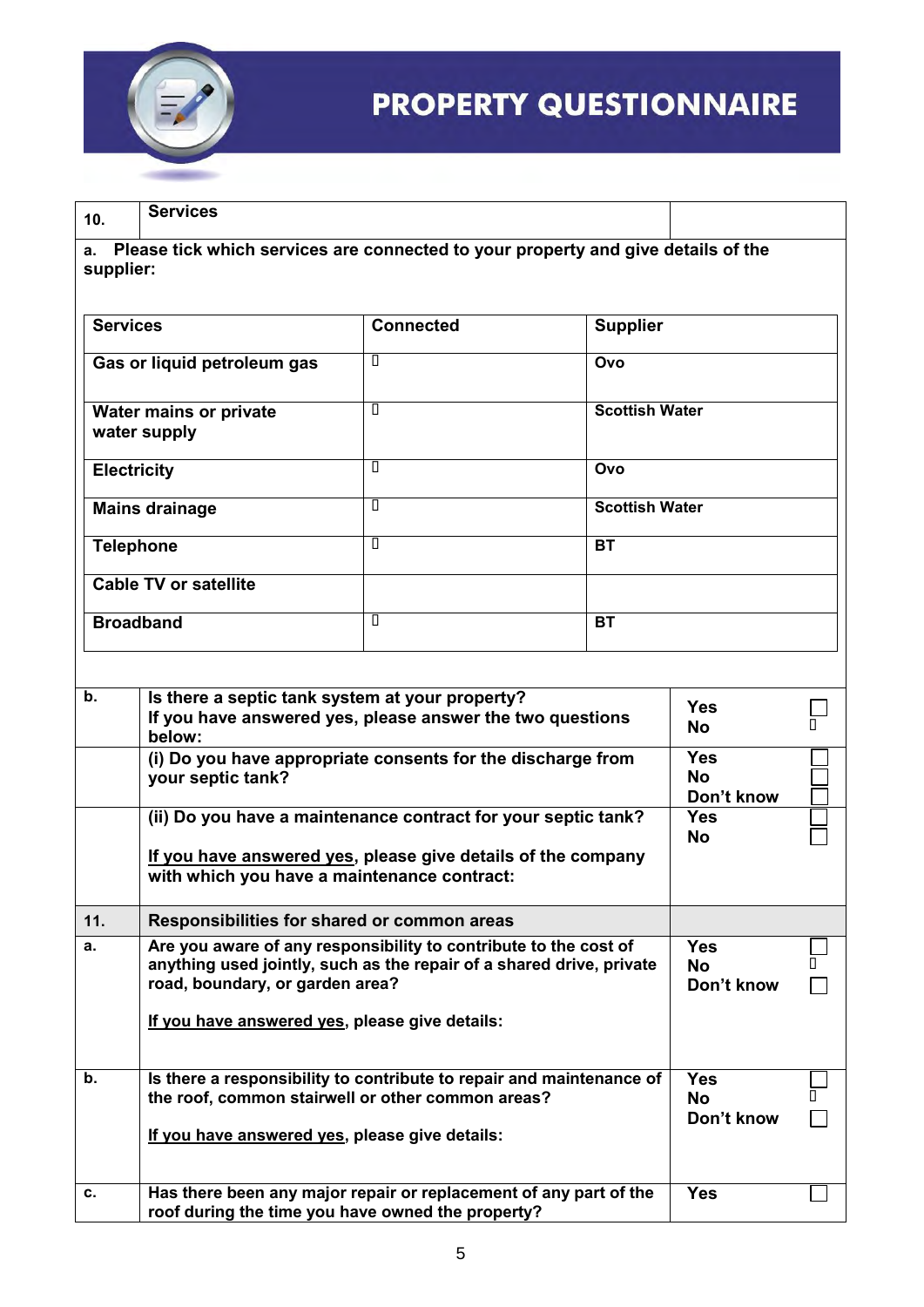# PROPERTY QUESTIONNAIRE

| 10. | Services | |
|---|---|---|

a. Please tick which services are connected to your property and give details of the supplier:

| Services | Connected | Supplier |
|---|---|---|
| Gas or liquid petroleum gas | ☐ | Ovo |
| Water mains or private water supply | ☐ | Scottish Water |
| Electricity | ☐ | Ovo |
| Mains drainage | ☐ | Scottish Water |
| Telephone | ☐ | BT |
| Cable TV or satellite | | |
| Broadband | ☐ | BT |

| | | | |
|---|---|---|---|
| b. | Is there a septic tank system at your property? If you have answered yes, please answer the two questions below: | Yes<br>No | ☐<br>☐ |
| | (i) Do you have appropriate consents for the discharge from your septic tank? | Yes<br>No<br>Don't know | ☐<br>☐<br>☐ |
| | (ii) Do you have a maintenance contract for your septic tank?<br><br>If you have answered yes, please give details of the company with which you have a maintenance contract: | Yes<br>No | ☐<br>☐ |
| **11.** | **Responsibilities for shared or common areas** | | |
| a. | Are you aware of any responsibility to contribute to the cost of anything used jointly, such as the repair of a shared drive, private road, boundary, or garden area?<br><br>If you have answered yes, please give details: | Yes<br>No<br>Don't know | ☐<br>☐<br>☐ |
| b. | Is there a responsibility to contribute to repair and maintenance of the roof, common stairwell or other common areas?<br><br>If you have answered yes, please give details: | Yes<br>No<br>Don't know | ☐<br>☐<br>☐ |
| c. | Has there been any major repair or replacement of any part of the roof during the time you have owned the property? | Yes | ☐ |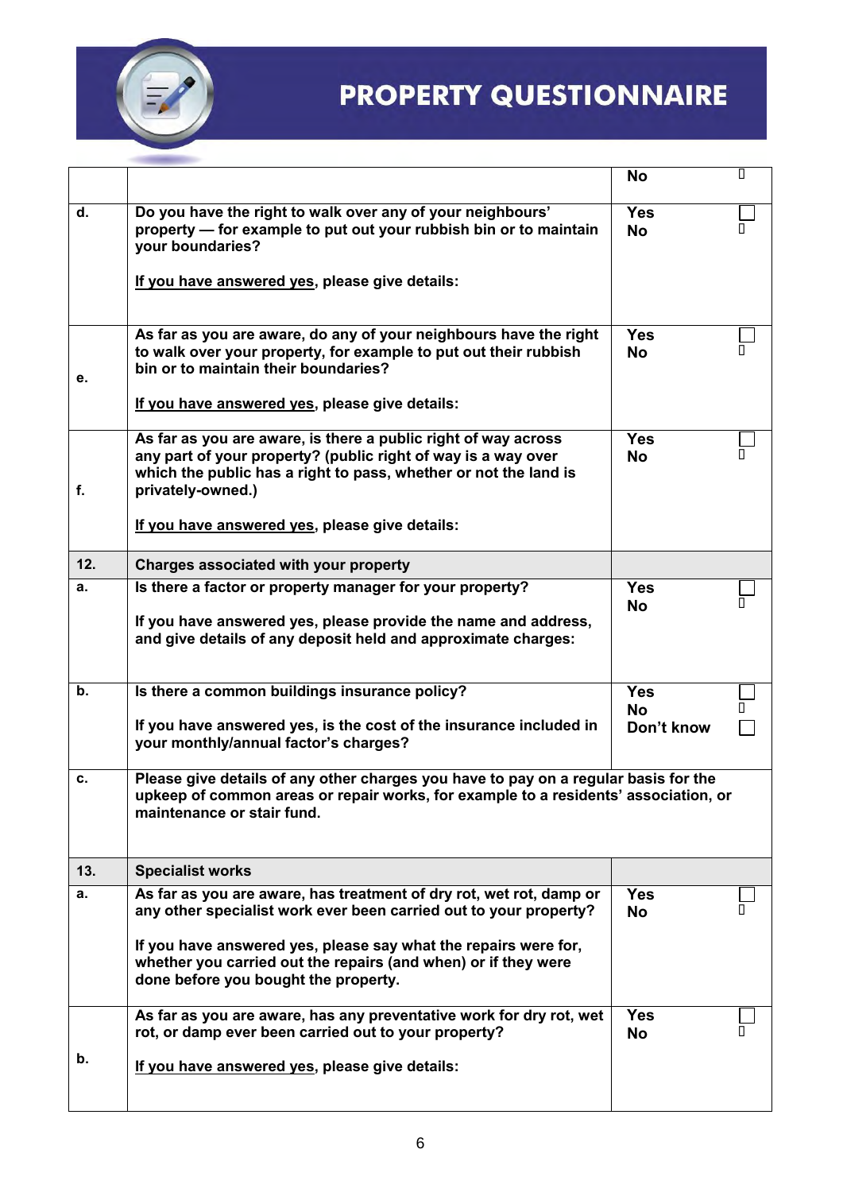# PROPERTY QUESTIONNAIRE

| | | | |
|---|---|---|---|
| | | No | ☐ |
| d. | Do you have the right to walk over any of your neighbours' property — for example to put out your rubbish bin or to maintain your boundaries?<br><br>If you have answered yes, please give details: | Yes<br>No | ☐<br>☐ |
| e. | As far as you are aware, do any of your neighbours have the right to walk over your property, for example to put out their rubbish bin or to maintain their boundaries?<br><br>If you have answered yes, please give details: | Yes<br>No | ☐<br>☐ |
| f. | As far as you are aware, is there a public right of way across any part of your property? (public right of way is a way over which the public has a right to pass, whether or not the land is privately-owned.)<br><br>If you have answered yes, please give details: | Yes<br>No | ☐<br>☐ |
| **12.** | **Charges associated with your property** | | |
| a. | Is there a factor or property manager for your property?<br><br>If you have answered yes, please provide the name and address, and give details of any deposit held and approximate charges: | Yes<br>No | ☐<br>☐ |
| b. | Is there a common buildings insurance policy?<br><br>If you have answered yes, is the cost of the insurance included in your monthly/annual factor's charges? | Yes<br>No<br>Don't know | ☐<br>☐<br>☐ |
| c. | Please give details of any other charges you have to pay on a regular basis for the upkeep of common areas or repair works, for example to a residents' association, or maintenance or stair fund. | | |
| **13.** | **Specialist works** | | |
| a. | As far as you are aware, has treatment of dry rot, wet rot, damp or any other specialist work ever been carried out to your property?<br><br>If you have answered yes, please say what the repairs were for, whether you carried out the repairs (and when) or if they were done before you bought the property. | Yes<br>No | ☐<br>☐ |
| b. | As far as you are aware, has any preventative work for dry rot, wet rot, or damp ever been carried out to your property?<br><br>If you have answered yes, please give details: | Yes<br>No | ☐<br>☐ |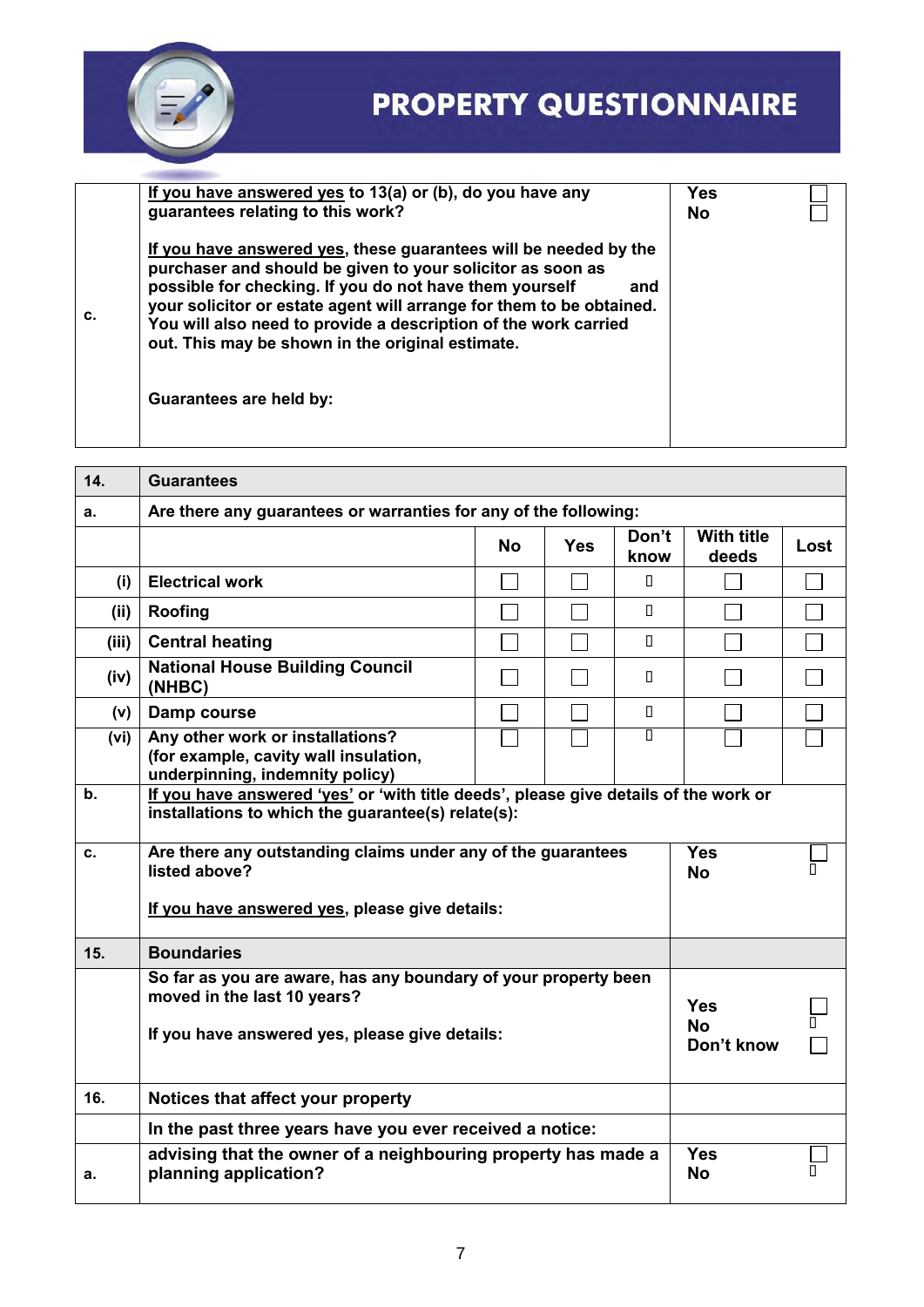# PROPERTY QUESTIONNAIRE

| | | |
|---|---|---|
| c. | If you have answered yes to 13(a) or (b), do you have any guarantees relating to this work?<br><br>If you have answered yes, these guarantees will be needed by the purchaser and should be given to your solicitor as soon as possible for checking. If you do not have them yourself and your solicitor or estate agent will arrange for them to be obtained. You will also need to provide a description of the work carried out. This may be shown in the original estimate.<br><br>Guarantees are held by: | Yes ☐<br>No ☐ |

| | | | | | | |
|---|---|---|---|---|---|---|
| **14.** | **Guarantees** | | | | | |
| **a.** | **Are there any guarantees or warranties for any of the following:** | | | | | |
| | | **No** | **Yes** | **Don't know** | **With title deeds** | **Lost** |
| (i) | Electrical work | ☐ | ☐ | ☐ | ☐ | ☐ |
| (ii) | Roofing | ☐ | ☐ | ☐ | ☐ | ☐ |
| (iii) | Central heating | ☐ | ☐ | ☐ | ☐ | ☐ |
| (iv) | National House Building Council (NHBC) | ☐ | ☐ | ☐ | ☐ | ☐ |
| (v) | Damp course | ☐ | ☐ | ☐ | ☐ | ☐ |
| (vi) | Any other work or installations? (for example, cavity wall insulation, underpinning, indemnity policy) | ☐ | ☐ | ☐ | ☐ | ☐ |
| **b.** | If you have answered 'yes' or 'with title deeds', please give details of the work or installations to which the guarantee(s) relate(s): | | | | | |

| | | |
|---|---|---|
| **c.** | Are there any outstanding claims under any of the guarantees listed above?<br><br>If you have answered yes, please give details: | Yes ☐<br>No ☐ |
| **15.** | **Boundaries** | |
| | So far as you are aware, has any boundary of your property been moved in the last 10 years?<br><br>If you have answered yes, please give details: | Yes ☐<br>No ☐<br>Don't know ☐ |
| **16.** | **Notices that affect your property** | |
| | In the past three years have you ever received a notice: | |
| **a.** | advising that the owner of a neighbouring property has made a planning application? | Yes ☐<br>No ☐ |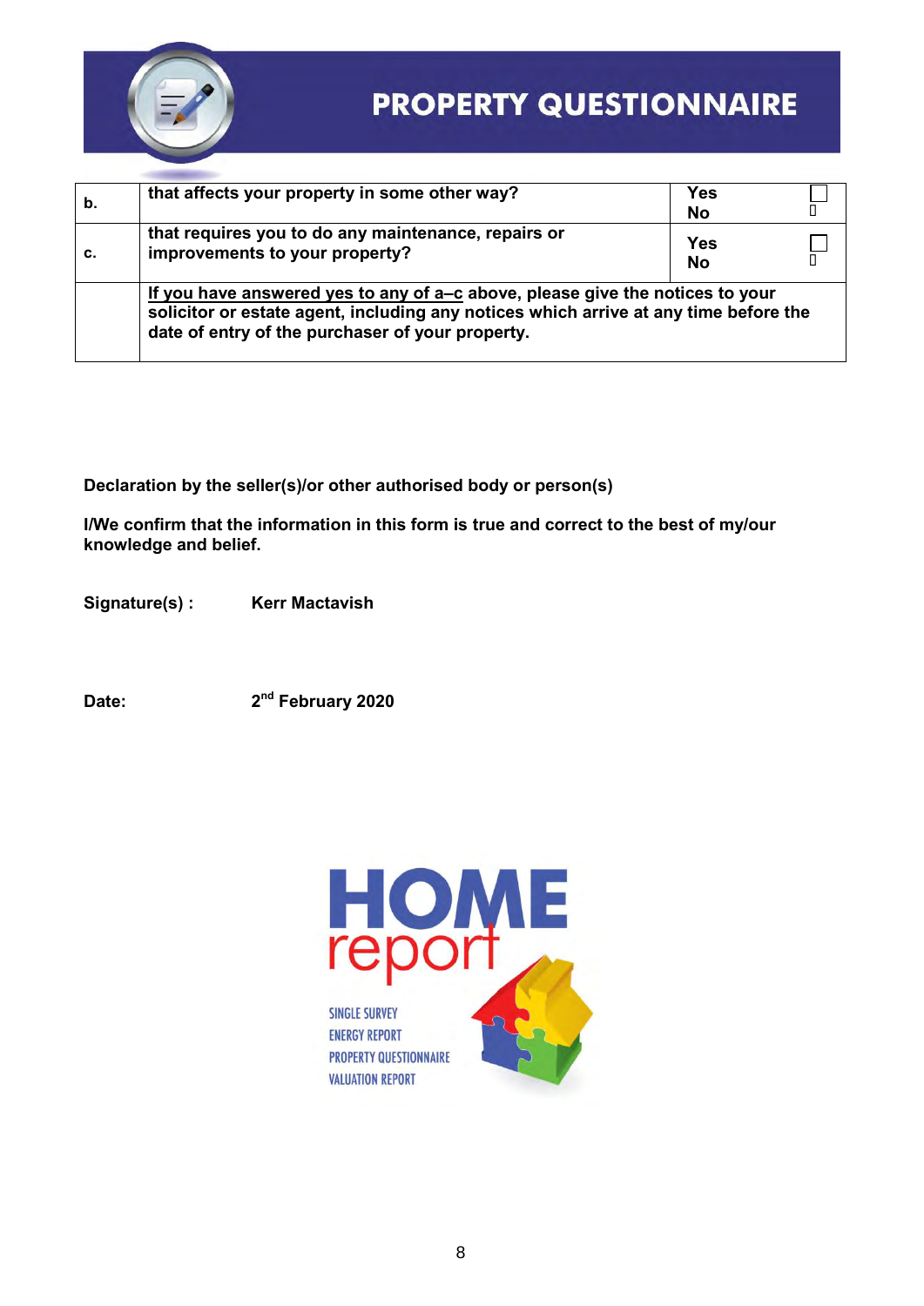# PROPERTY QUESTIONNAIRE

| | | | |
|---|---|---|---|
| **b.** | **that affects your property in some other way?** | **Yes** <br> **No** | ☐ <br> ▯ |
| **c.** | **that requires you to do any maintenance, repairs or improvements to your property?** | **Yes** <br> **No** | ☐ <br> ▯ |
| | **<u>If you have answered yes to any of a–c</u> above, please give the notices to your solicitor or estate agent, including any notices which arrive at any time before the date of entry of the purchaser of your property.** | | |

**Declaration by the seller(s)/or other authorised body or person(s)**

**I/We confirm that the information in this form is true and correct to the best of my/our knowledge and belief.**

**Signature(s) :** **Kerr Mactavish**

**Date:** **2nd February 2020**

HOME report

SINGLE SURVEY
ENERGY REPORT
PROPERTY QUESTIONNAIRE
VALUATION REPORT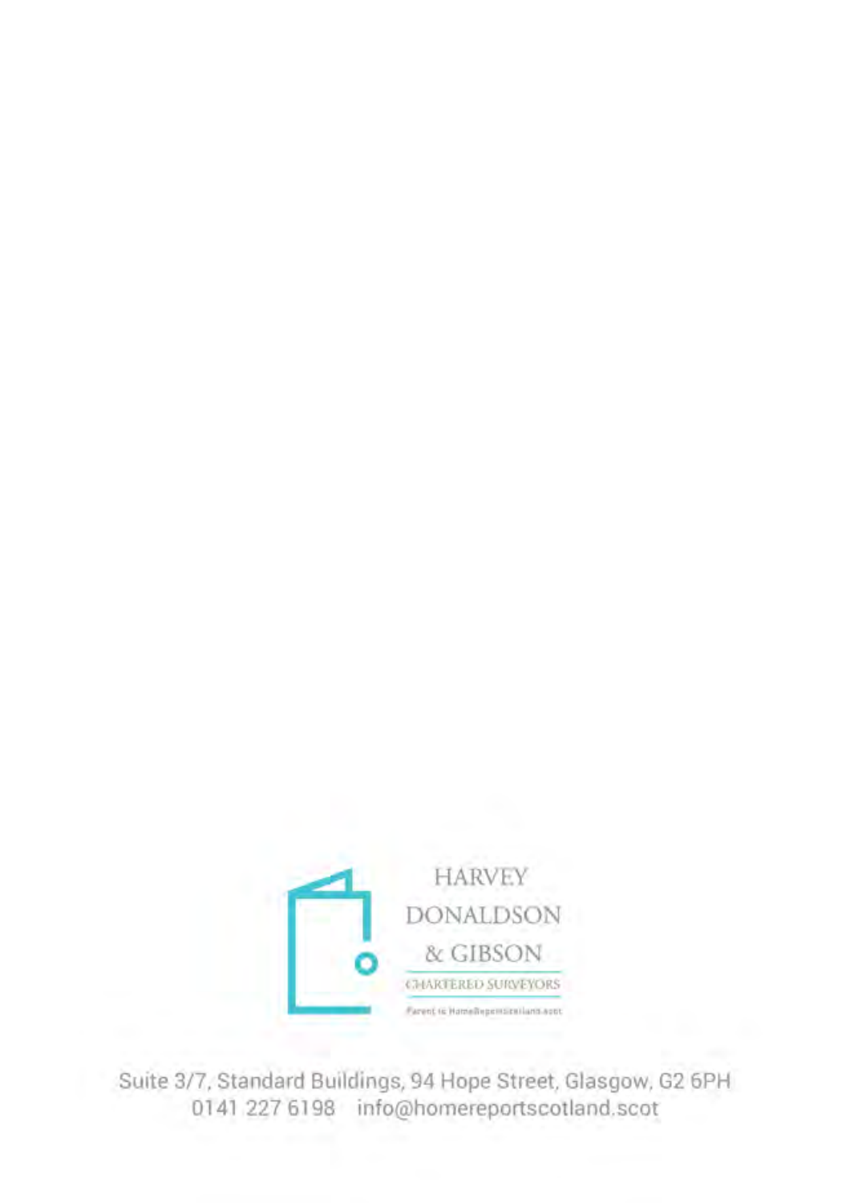HARVEY
DONALDSON
& GIBSON
CHARTERED SURVEYORS

Parent to HomeReportScotland.scot

Suite 3/7, Standard Buildings, 94 Hope Street, Glasgow, G2 6PH
0141 227 6198 info@homereportscotland.scot